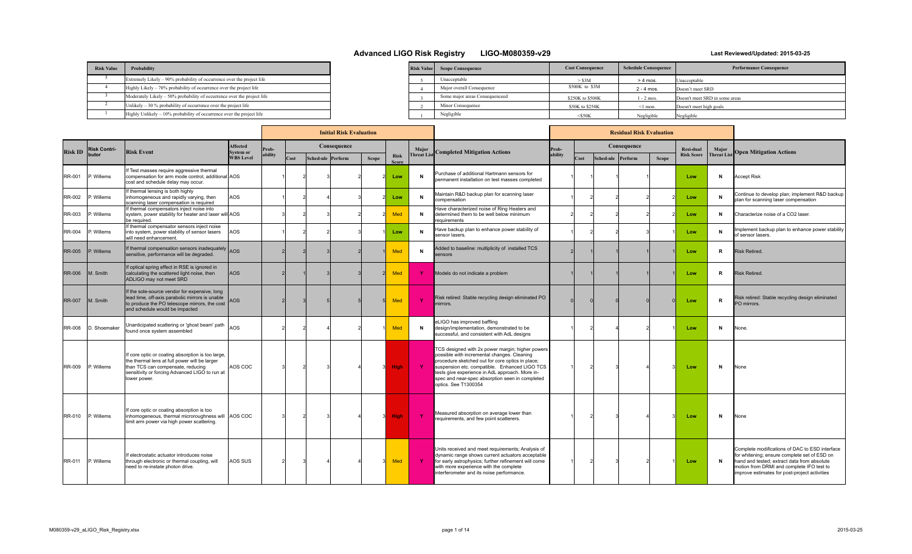# Advanced LIGO Risk Registry LIGO-M080359-v29

**Last Reviewed/Updated: 2015-03-25**

| Risk Value | Probability |
|---|---|
| 5 | Extremely Likely – 90% probability of occurrence over the project life |
| 4 | Highly Likely – 70% probability of occurrence over the project life |
| 3 | Moderately Likely – 50% probability of occurrence over the project life |
| 2 | Unlikely – 30 % probability of occurrence over the project life |
| 1 | Highly Unlikely – 10% probability of occurrence over the project life |

| Risk Value | Scope Consequence | Cost Consequence | Schedule Consequence | Performance Consequence |
|---|---|---|---|---|
| 5 | Unacceptable | > $3M | > 4 mos. | Unacceptable |
| 4 | Major overall Consequence | $500K to $3M | 2 - 4 mos. | Doesn't meet SRD |
| 3 | Some major areas Consequenceed | $250K to $500K | 1 - 2 mos. | Doesn't meet SRD in some areas |
| 2 | Minor Consequence | $50K to $250K | <1 mon. | Doesn't meet high goals |
| 1 | Negligible | <$50K | Negligible | Negligible |

| Risk ID | Risk Contri-butor | Risk Event | Affected System or WBS Level | Initial Risk Evaluation: Prob-ability | Initial: Consequence Cost | Initial: Consequence Sched-ule | Initial: Consequence Perform | Initial: Consequence Scope | Initial: Risk Score | Initial: Major Threat List | Completed Mitigation Actions | Residual Risk Evaluation: Prob-ability | Residual: Consequence Cost | Residual: Consequence Sched-ule | Residual: Consequence Perform | Residual: Consequence Scope | Resi-dual Risk Score | Residual: Major Threat List | Open Mitigation Actions |
|---|---|---|---|---|---|---|---|---|---|---|---|---|---|---|---|---|---|---|---|
| RR-001 | P. Willems | If Test masses require aggressive thermal compensation for arm mode control, additional cost and schedule delay may occur. | AOS | 1 | 2 | 3 | 2 | 2 | Low | N | Purchase of additional Hartmann sensors for permanent installation on test masses completed | 1 | 1 | 1 | 1 | | Low | N | Accept Risk |
| RR-002 | P. Willems | If thermal lensing is both highly inhomogeneous and rapidly varying, then scanning laser compensation is required | AOS | 1 | 2 | 4 | 3 | 2 | Low | N | Maintain R&D backup plan for scanning laser compensation | 1 | 2 | 2 | 2 | 2 | Low | N | Continue to develop plan; implement R&D backup plan for scanning laser compensation |
| RR-003 | P. Willems | If thermal compensators inject noise into system, power stability for heater and laser will be required. | AOS | 3 | 2 | 3 | 2 | 2 | Med | N | Have characterized noise of Ring Heaters and determined them to be well below minimum requirements | 2 | 2 | 2 | 2 | 2 | Low | N | Characterize noise of a CO2 laser. |
| RR-004 | P. Willems | If thermal compensator sensors inject noise into system, power stability of sensor lasers will need enhancement. | AOS | 1 | 2 | 2 | 3 | 1 | Low | N | Have backup plan to enhance power stability of sensor lasers. | 1 | 2 | 2 | 3 | 1 | Low | N | Implement backup plan to enhance power stability of sensor lasers. |
| RR-005 | P. Willems | If thermal compensation sensors inadequately sensitive, performance will be degraded. | AOS | 2 | 2 | 3 | 2 | 1 | Med | N | Added to baseline: multiplicity of installed TCS sensors | 2 | 1 | 1 | 1 | 1 | Low | R | Risk Retired. |
| RR-006 | M. Smith | If optical spring effect in RSE is ignored in calculating the scattered light noise, then ADLIGO may not meet SRD | AOS | 2 | 1 | 3 | 3 | 2 | Med | Y | Models do not indicate a problem | 1 | 1 | 1 | 1 | 1 | Low | R | Risk Retired. |
| RR-007 | M. Smith | If the sole-source vendor for expensive, long lead time, off-axis parabolic mirrors is unable to produce the PO telescope mirrors, the cost and schedule would be impacted | AOS | 2 | 3 | 5 | 5 | 5 | Med | Y | Risk retired: Stable recycling design eliminated PO mirrors. | 0 | 0 | 0 | 0 | 0 | Low | R | Risk retired: Stable recycling design eliminated PO mirrors. |
| RR-008 | D. Shoemaker | Unanticipated scattering or 'ghost beam' path found once system assembled | AOS | 2 | 2 | 4 | 2 | 1 | Med | N | eLIGO has improved baffling design/implementation, demonstrated to be successful, and consistent with AdL designs | 1 | 2 | 4 | 2 | 1 | Low | N | None. |
| RR-009 | P. Willems | If core optic or coating absorption is too large, the thermal lens at full power will be larger than TCS can compensate, reducing sensitivity or forcing Advanced LIGO to run at lower power. | AOS COC | 3 | 2 | 3 | 4 | 3 | High | Y | TCS designed with 2x power margin; higher powers possible with incremental changes. Cleaning procedure sketched out for core optics in place; suspension etc. compatible. Enhanced LIGO TCS tests give experience in AdL approach. More in-spec and near-spec absorption seen in completed optics. See T1300354 | 1 | 2 | 3 | 4 | 3 | Low | N | None |
| RR-010 | P. Willems | If core optic or coating absorption is too inhomogeneous, thermal microroughness will limit arm power via high power scattering. | AOS COC | 3 | 2 | 3 | 4 | 3 | High | Y | Measured absorption on average lower than requirements, and few point scatterers. | 1 | 2 | 3 | 4 | 3 | Low | N | None |
| RR-011 | P. Willems | If electrostatic actuator introduces noise through electronic or thermal coupling, will need to re-instate photon drive. | AOS SUS | 2 | 3 | 4 | 4 | 3 | Med | Y | Units received and meet requirements; Analysis of dynamic range shows current actuators acceptable for early astrophysics; further refinement will come with more experience with the complete interferometer and its noise performance. | 1 | 2 | 3 | 2 | 1 | Low | N | Complete modifications of DAC to ESD interface for whitening; ensure complete set of ESD on hand and tested; extract data from absolute motion from DRMI and complete IFO test to improve estimates for post-project activities |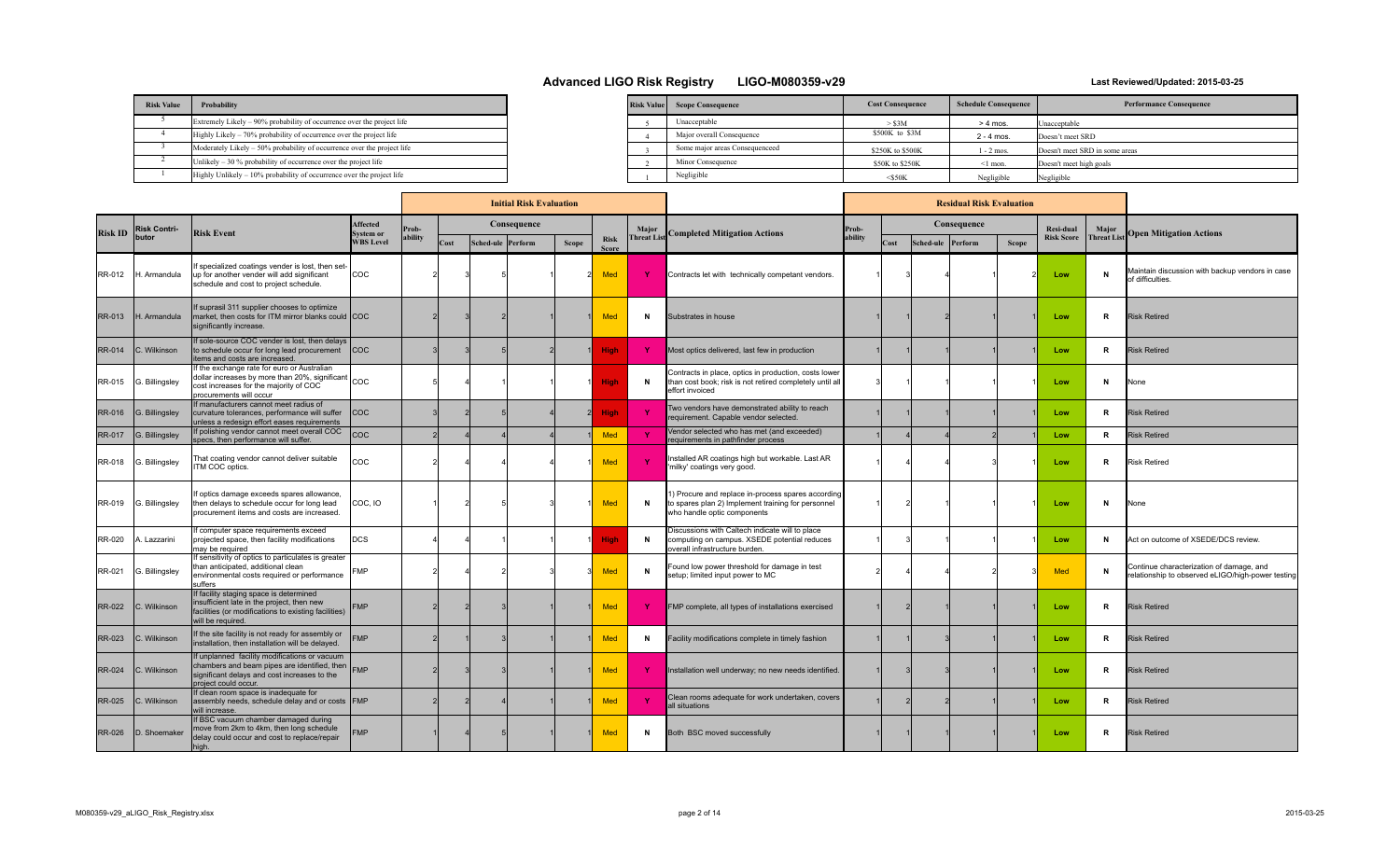# Advanced LIGO Risk Registry LIGO-M080359-v29

**Last Reviewed/Updated: 2015-03-25**

| Risk Value | Probability |
|---|---|
| 5 | Extremely Likely – 90% probability of occurrence over the project life |
| 4 | Highly Likely – 70% probability of occurrence over the project life |
| 3 | Moderately Likely – 50% probability of occurrence over the project life |
| 2 | Unlikely – 30 % probability of occurrence over the project life |
| 1 | Highly Unlikely – 10% probability of occurrence over the project life |

| Risk Value | Scope Consequence | Cost Consequence | Schedule Consequence | Performance Consequence |
|---|---|---|---|---|
| 5 | Unacceptable | > $3M | > 4 mos. | Unacceptable |
| 4 | Major overall Consequence | $500K to $3M | 2 - 4 mos. | Doesn't meet SRD |
| 3 | Some major areas Consequenceed | $250K to $500K | 1 - 2 mos. | Doesn't meet SRD in some areas |
| 2 | Minor Consequence | $50K to $250K | <1 mon. | Doesn't meet high goals |
| 1 | Negligible | <$50K | Negligible | Negligible |

| Risk ID | Risk Contri-butor | Risk Event | Affected System or WBS Level | Initial Risk Evaluation: Prob-ability | Consequence: Cost | Sched-ule | Perform | Scope | Risk Score | Major Threat List | Completed Mitigation Actions | Residual Risk Evaluation: Prob-ability | Consequence: Cost | Sched-ule | Perform | Scope | Resi-dual Risk Score | Major Threat List | Open Mitigation Actions |
|---|---|---|---|---|---|---|---|---|---|---|---|---|---|---|---|---|---|---|---|
| RR-012 | H. Armandula | If specialized coatings vender is lost, then set-up for another vender will add significant schedule and cost to project schedule. | COC | 2 | 3 | 5 | 1 | 2 | Med | Y | Contracts let with technically competant vendors. | 1 | 3 | 4 | 1 | 2 | Low | N | Maintain discussion with backup vendors in case of difficulties. |
| RR-013 | H. Armandula | If suprasil 311 supplier chooses to optimize market, then costs for ITM mirror blanks could significantly increase. | COC | 2 | 3 | 2 | 1 | 1 | Med | N | Substrates in house | 1 | 1 | 2 | 1 | 1 | Low | R | Risk Retired |
| RR-014 | C. Wilkinson | If sole-source COC vender is lost, then delays to schedule occur for long lead procurement items and costs are increased. | COC | 3 | 3 | 5 | 2 | 1 | High | Y | Most optics delivered, last few in production | 1 | 1 | 1 | 1 | 1 | Low | R | Risk Retired |
| RR-015 | G. Billingsley | If the exchange rate for euro or Australian dollar increases by more than 20%, significant cost increases for the majority of COC procurements will occur | COC | 5 | 4 | 1 | 1 | 1 | High | N | Contracts in place, optics in production, costs lower than cost book; risk is not retired completely until all effort invoiced | 3 | 1 | 1 | 1 | 1 | Low | N | None |
| RR-016 | G. Billingsley | If manufacturers cannot meet radius of curvature tolerances, performance will suffer unless a redesign effort eases requirements | COC | 3 | 2 | 5 | 4 | 2 | High | Y | Two vendors have demonstrated ability to reach requirement. Capable vendor selected. | 1 | 1 | 1 | 1 | 1 | Low | R | Risk Retired |
| RR-017 | G. Billingsley | If polishing vendor cannot meet overall COC specs, then performance will suffer. | COC | 2 | 4 | 4 | 4 | 1 | Med | Y | Vendor selected who has met (and exceeded) requirements in pathfinder process | 1 | 4 | 4 | 2 | 1 | Low | R | Risk Retired |
| RR-018 | G. Billingsley | That coating vendor cannot deliver suitable ITM COC optics. | COC | 2 | 4 | 4 | 4 | 1 | Med | Y | Installed AR coatings high but workable. Last AR 'milky' coatings very good. | 1 | 4 | 4 | 3 | 1 | Low | R | Risk Retired |
| RR-019 | G. Billingsley | If optics damage exceeds spares allowance, then delays to schedule occur for long lead procurement items and costs are increased. | COC, IO | 1 | 2 | 5 | 3 | 1 | Med | N | 1) Procure and replace in-process spares according to spares plan 2) Implement training for personnel who handle optic components | 1 | 2 | 1 | 1 | 1 | Low | N | None |
| RR-020 | A. Lazzarini | If computer space requirements exceed projected space, then facility modifications may be required | DCS | 4 | 4 | 1 | 1 | 1 | High | N | Discussions with Caltech indicate will to place computing on campus. XSEDE potential reduces overall infrastructure burden. | 1 | 3 | 1 | 1 | 1 | Low | N | Act on outcome of XSEDE/DCS review. |
| RR-021 | G. Billingsley | If sensitivity of optics to particulates is greater than anticipated, additional clean environmental costs required or performance suffers | FMP | 2 | 4 | 2 | 3 | 3 | Med | N | Found low power threshold for damage in test setup; limited input power to MC | 2 | 4 | 4 | 2 | 3 | Med | N | Continue characterization of damage, and relationship to observed eLIGO/high-power testing |
| RR-022 | C. Wilkinson | If facility staging space is determined insufficient late in the project, then new facilities (or modifications to existing facilities) will be required. | FMP | 2 | 2 | 3 | 1 | 1 | Med | Y | FMP complete, all types of installations exercised | 1 | 2 | 1 | 1 | 1 | Low | R | Risk Retired |
| RR-023 | C. Wilkinson | If the site facility is not ready for assembly or installation, then installation will be delayed. | FMP | 2 | 1 | 3 | 1 | 1 | Med | N | Facility modifications complete in timely fashion | 1 | 1 | 3 | 1 | 1 | Low | R | Risk Retired |
| RR-024 | C. Wilkinson | If unplanned facility modifications or vacuum chambers and beam pipes are identified, then significant delays and cost increases to the project could occur. | FMP | 2 | 3 | 3 | 1 | 1 | Med | Y | Installation well underway; no new needs identified. | 1 | 3 | 3 | 1 | 1 | Low | R | Risk Retired |
| RR-025 | C. Wilkinson | If clean room space is inadequate for assembly needs, schedule delay and or costs will increase. | FMP | 2 | 2 | 4 | 1 | 1 | Med | Y | Clean rooms adequate for work undertaken, covers all situations | 1 | 2 | 2 | 1 | 1 | Low | R | Risk Retired |
| RR-026 | D. Shoemaker | If BSC vacuum chamber damaged during move from 2km to 4km, then long schedule delay could occur and cost to replace/repair high. | FMP | 1 | 4 | 5 | 1 | 1 | Med | N | Both BSC moved successfully | 1 | 1 | 1 | 1 | 1 | Low | R | Risk Retired |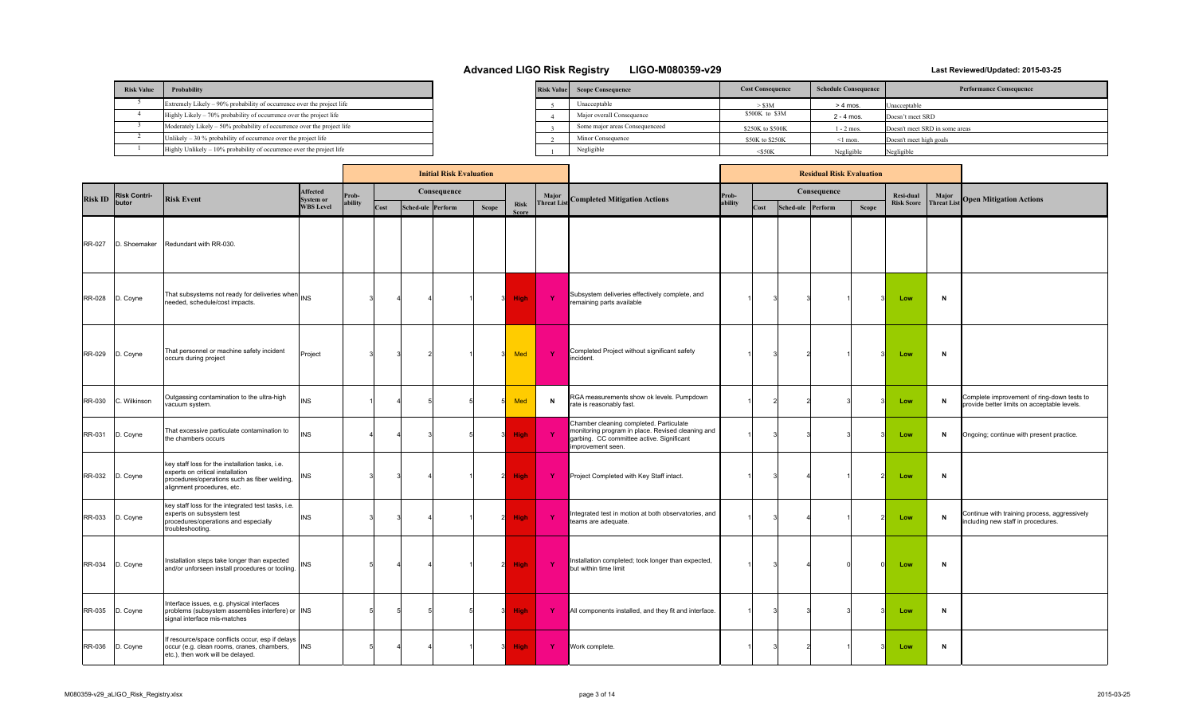# Advanced LIGO Risk Registry LIGO-M080359-v29

**Last Reviewed/Updated: 2015-03-25**

| Risk Value | Probability |
|---|---|
| 5 | Extremely Likely – 90% probability of occurrence over the project life |
| 4 | Highly Likely – 70% probability of occurrence over the project life |
| 3 | Moderately Likely – 50% probability of occurrence over the project life |
| 2 | Unlikely – 30 % probability of occurrence over the project life |
| 1 | Highly Unlikely – 10% probability of occurrence over the project life |

| Risk Value | Scope Consequence | Cost Consequence | Schedule Consequence | Performance Consequence |
|---|---|---|---|---|
| 5 | Unacceptable | > $3M | > 4 mos. | Unacceptable |
| 4 | Major overall Consequence | $500K to $3M | 2 - 4 mos. | Doesn't meet SRD |
| 3 | Some major areas Consequenceed | $250K to $500K | 1 - 2 mos. | Doesn't meet SRD in some areas |
| 2 | Minor Consequence | $50K to $250K | <1 mon. | Doesn't meet high goals |
| 1 | Negligible | <$50K | Negligible | Negligible |

| | | | | Initial Risk Evaluation | | | | | | | | Residual Risk Evaluation | | | | | | | | |
|---|---|---|---|---|---|---|---|---|---|---|---|---|---|---|---|---|---|---|---|---|
| | | | | | Consequence | | | | | | | | Consequence | | | | | | | |
| Risk ID | Risk Contributor | Risk Event | Affected System or WBS Level | Probability | Cost | Schedule | Perform | Scope | Risk Score | Major Threat List | Completed Mitigation Actions | Probability | Cost | Schedule | Perform | Scope | Residual Risk Score | Major Threat List | Open Mitigation Actions |
| RR-027 | D. Shoemaker | Redundant with RR-030. | | | | | | | | | | | | | | | | | |
| RR-028 | D. Coyne | That subsystems not ready for deliveries when needed, schedule/cost impacts. | INS | 3 | 4 | 4 | 1 | 3 | High | Y | Subsystem deliveries effectively complete, and remaining parts available | 1 | 3 | 3 | 1 | 3 | Low | N | |
| RR-029 | D. Coyne | That personnel or machine safety incident occurs during project | Project | 3 | 3 | 2 | 1 | 3 | Med | Y | Completed Project without significant safety incident. | 1 | 3 | 2 | 1 | 3 | Low | N | |
| RR-030 | C. Wilkinson | Outgassing contamination to the ultra-high vacuum system. | INS | 1 | 4 | 5 | 5 | 5 | Med | N | RGA measurements show ok levels. Pumpdown rate is reasonably fast. | 1 | 2 | 2 | 3 | 3 | Low | N | Complete improvement of ring-down tests to provide better limits on acceptable levels. |
| RR-031 | D. Coyne | That excessive particulate contamination to the chambers occurs | INS | 4 | 4 | 3 | 5 | 3 | High | Y | Chamber cleaning completed. Particulate monitoring program in place. Revised cleaning and garbing. CC committee active. Significant improvement seen. | 1 | 3 | 3 | 3 | 3 | Low | N | Ongoing; continue with present practice. |
| RR-032 | D. Coyne | key staff loss for the installation tasks, i.e. experts on critical installation procedures/operations such as fiber welding, alignment procedures, etc. | INS | 3 | 3 | 4 | 1 | 2 | High | Y | Project Completed with Key Staff intact. | 1 | 3 | 4 | 1 | 2 | Low | N | |
| RR-033 | D. Coyne | key staff loss for the integrated test tasks, i.e. experts on subsystem test procedures/operations and especially troubleshooting. | INS | 3 | 3 | 4 | 1 | 2 | High | Y | Integrated test in motion at both observatories, and teams are adequate. | 1 | 3 | 4 | 1 | 2 | Low | N | Continue with training process, aggressively including new staff in procedures. |
| RR-034 | D. Coyne | Installation steps take longer than expected and/or unforseen install procedures or tooling. | INS | 5 | 4 | 4 | 1 | 2 | High | Y | Installation completed; took longer than expected, but within time limit | 1 | 3 | 4 | 0 | 0 | Low | N | |
| RR-035 | D. Coyne | Interface issues, e.g. physical interfaces problems (subsystem assemblies interfere) or signal interface mis-matches | INS | 5 | 5 | 5 | 5 | 3 | High | Y | All components installed, and they fit and interface. | 1 | 3 | 3 | 3 | 3 | Low | N | |
| RR-036 | D. Coyne | If resource/space conflicts occur, esp if delays occur (e.g. clean rooms, cranes, chambers, etc.), then work will be delayed. | INS | 5 | 4 | 4 | 1 | 3 | High | Y | Work complete. | 1 | 3 | 2 | 1 | 3 | Low | N | |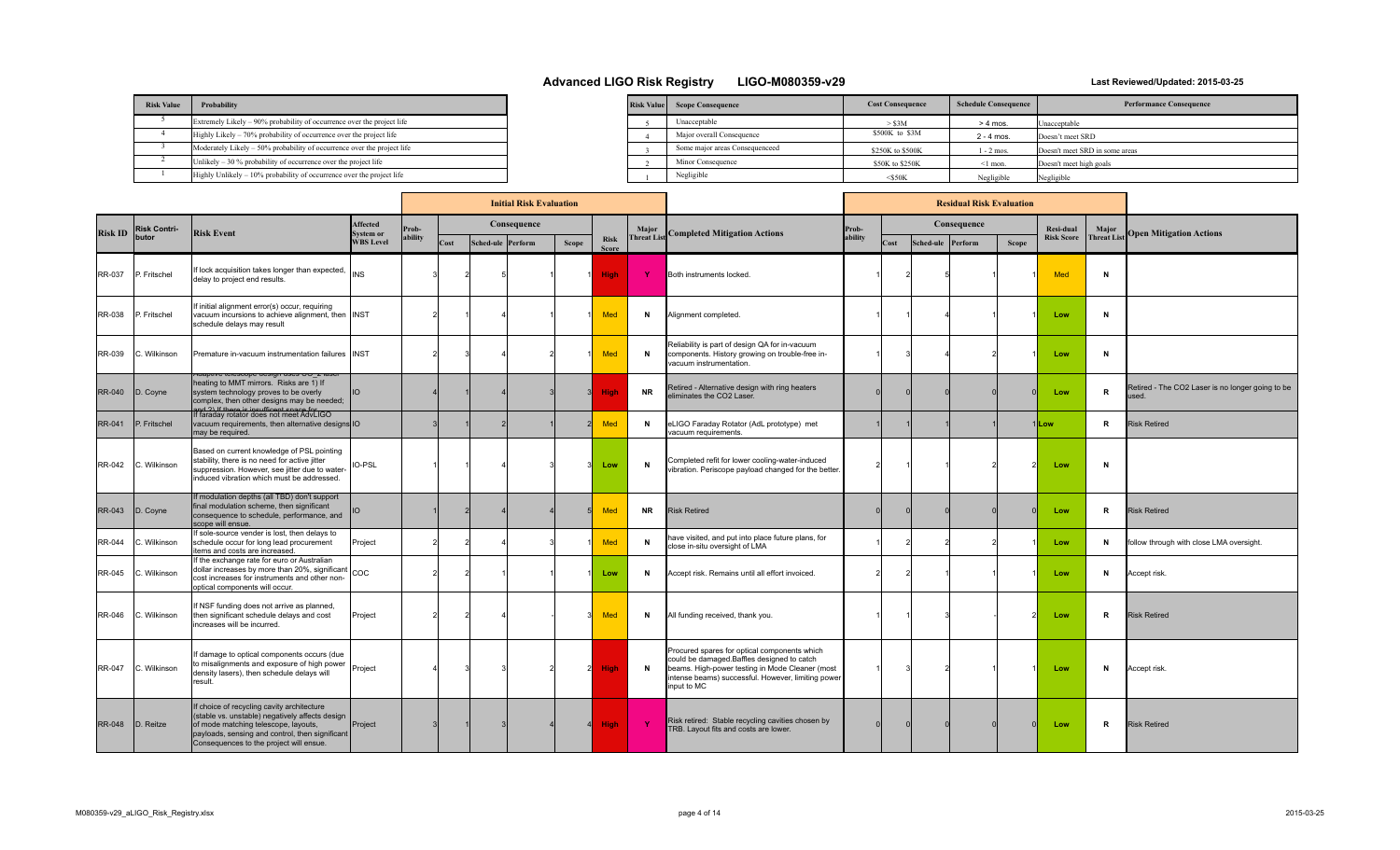# Advanced LIGO Risk Registry LIGO-M080359-v29

**Last Reviewed/Updated: 2015-03-25**

| Risk Value | Probability |
|---|---|
| 5 | Extremely Likely – 90% probability of occurrence over the project life |
| 4 | Highly Likely – 70% probability of occurrence over the project life |
| 3 | Moderately Likely – 50% probability of occurrence over the project life |
| 2 | Unlikely – 30 % probability of occurrence over the project life |
| 1 | Highly Unlikely – 10% probability of occurrence over the project life |

| Risk Value | Scope Consequence | Cost Consequence | Schedule Consequence | Performance Consequence |
|---|---|---|---|---|
| 5 | Unacceptable | > $3M | > 4 mos. | Unacceptable |
| 4 | Major overall Consequence | $500K to $3M | 2 - 4 mos. | Doesn't meet SRD |
| 3 | Some major areas Consequenceed | $250K to $500K | 1 - 2 mos. | Doesn't meet SRD in some areas |
| 2 | Minor Consequence | $50K to $250K | <1 mon. | Doesn't meet high goals |
| 1 | Negligible | <$50K | Negligible | Negligible |

| Risk ID | Risk Contri-butor | Risk Event | Affected System or WBS Level | Initial Risk Evaluation | | | | | | | Major Threat List | Completed Mitigation Actions | Residual Risk Evaluation | | | | | | Major Threat List | Open Mitigation Actions |
|---|---|---|---|---|---|---|---|---|---|---|---|---|---|---|---|---|---|---|---|---|
| | | | | Prob-ability | Consequence | | | | Risk Score | | | | Prob-ability | Consequence | | | | Resi-dual Risk Score | | |
| | | | | | Cost | Sched-ule | Perform | Scope | | | | | | Cost | Sched-ule | Perform | Scope | | | |
| RR-037 | P. Fritschel | If lock acquisition takes longer than expected, delay to project end results. | INS | 3 | 2 | 5 | 1 | 1 | High | Y | Both instruments locked. | 1 | 2 | 5 | 1 | 1 | Med | N | |
| RR-038 | P. Fritschel | If initial alignment error(s) occur, requiring vacuum incursions to achieve alignment, then schedule delays may result | INST | 2 | 1 | 4 | 1 | 1 | Med | N | Alignment completed. | 1 | 1 | 4 | 1 | 1 | Low | N | |
| RR-039 | C. Wilkinson | Premature in-vacuum instrumentation failures | INST | 2 | 3 | 4 | 2 | 1 | Med | N | Reliability is part of design QA for in-vacuum components. History growing on trouble-free in-vacuum instrumentation. | 1 | 3 | 4 | 2 | 1 | Low | N | |
| RR-040 | D. Coyne | Adaptive telescope design uses $CO_2$ laser heating to MMT mirrors. Risks are 1) If system technology proves to be overly complex, then other designs may be needed; and 2) If there is insufficient space for | IO | 4 | 1 | 4 | 3 | 3 | High | NR | Retired - Alternative design with ring heaters eliminates the CO2 Laser. | 0 | 0 | 0 | 0 | 0 | Low | R | Retired - The CO2 Laser is no longer going to be used. |
| RR-041 | P. Fritschel | If faraday rotator does not meet AdvLIGO vacuum requirements, then alternative designs may be required. | IO | 3 | 1 | 2 | 1 | 2 | Med | N | eLIGO Faraday Rotator (AdL prototype) met vacuum requirements. | 1 | 1 | 1 | 1 | 1 | Low | R | Risk Retired |
| RR-042 | C. Wilkinson | Based on current knowledge of PSL pointing stability, there is no need for active jitter suppression. However, see jitter due to water-induced vibration which must be addressed. | IO-PSL | 1 | 1 | 4 | 3 | 3 | Low | N | Completed refit for lower cooling-water-induced vibration. Periscope payload changed for the better. | 2 | 1 | 1 | 2 | 2 | Low | N | |
| RR-043 | D. Coyne | If modulation depths (all TBD) don't support final modulation scheme, then significant consequence to schedule, performance, and scope will ensue. | IO | 1 | 2 | 4 | 4 | 5 | Med | NR | Risk Retired | 0 | 0 | 0 | 0 | 0 | Low | R | Risk Retired |
| RR-044 | C. Wilkinson | If sole-source vender is lost, then delays to schedule occur for long lead procurement items and costs are increased. | Project | 2 | 2 | 4 | 3 | 1 | Med | N | have visited, and put into place future plans, for close in-situ oversight of LMA | 1 | 2 | 2 | 2 | 1 | Low | N | follow through with close LMA oversight. |
| RR-045 | C. Wilkinson | If the exchange rate for euro or Australian dollar increases by more than 20%, significant cost increases for instruments and other non-optical components will occur. | COC | 2 | 2 | 1 | 1 | 1 | Low | N | Accept risk. Remains until all effort invoiced. | 2 | 2 | 1 | 1 | 1 | Low | N | Accept risk. |
| RR-046 | C. Wilkinson | If NSF funding does not arrive as planned, then significant schedule delays and cost increases will be incurred. | Project | 2 | 2 | 4 | - | 3 | Med | N | All funding received, thank you. | 1 | 1 | 3 | - | 2 | Low | R | Risk Retired |
| RR-047 | C. Wilkinson | If damage to optical components occurs (due to misalignments and exposure of high power density lasers), then schedule delays will result. | Project | 4 | 3 | 3 | 2 | 2 | High | N | Procured spares for optical components which could be damaged.Baffles designed to catch beams. High-power testing in Mode Cleaner (most intense beams) successful. However, limiting power input to MC | 1 | 3 | 2 | 1 | 1 | Low | N | Accept risk. |
| RR-048 | D. Reitze | If choice of recycling cavity architecture (stable vs. unstable) negatively affects design of mode matching telescope, layouts, payloads, sensing and control, then significant Consequences to the project will ensue. | Project | 3 | 1 | 3 | 4 | 4 | High | Y | Risk retired: Stable recycling cavities chosen by TRB. Layout fits and costs are lower. | 0 | 0 | 0 | 0 | 0 | Low | R | Risk Retired |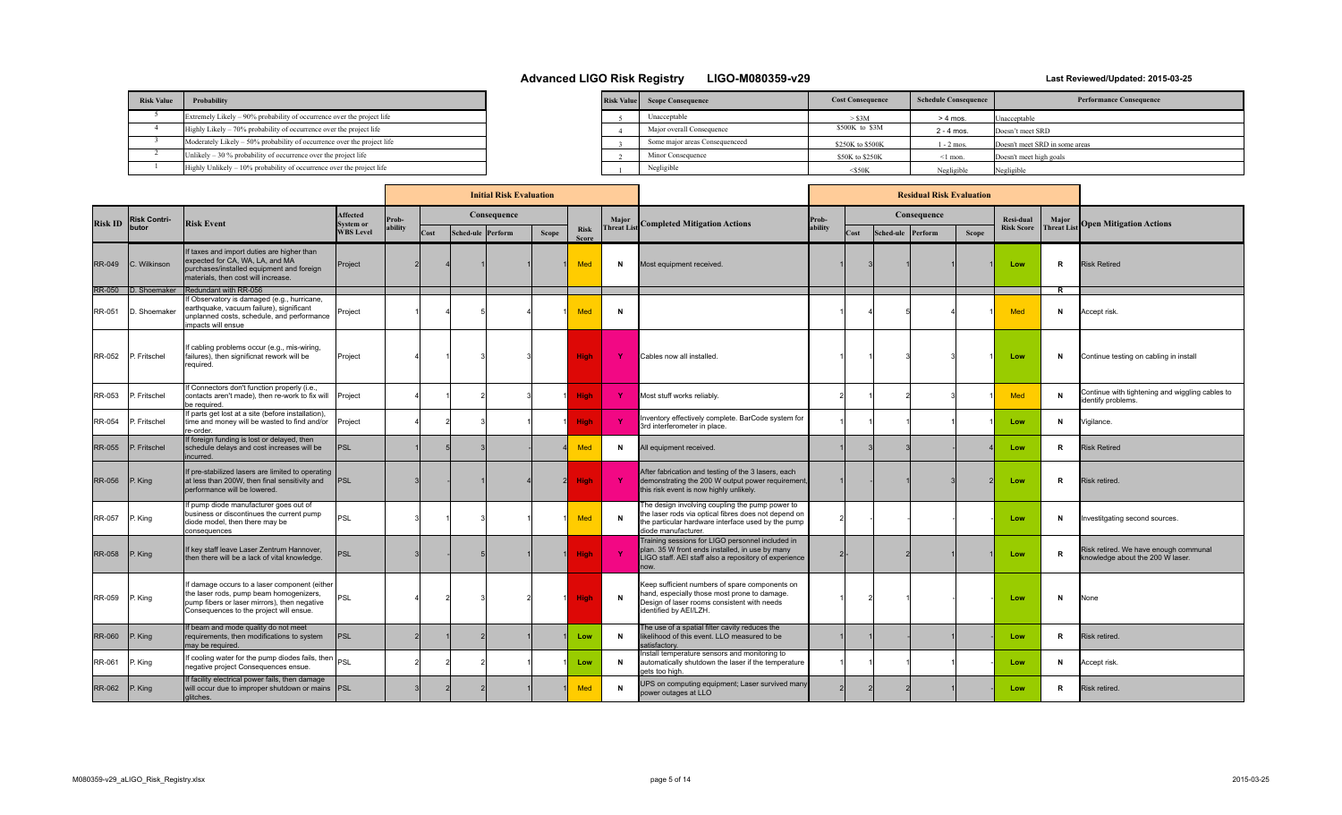# Advanced LIGO Risk Registry LIGO-M080359-v29

**Last Reviewed/Updated: 2015-03-25**

| Risk Value | Probability |
|---|---|
| 5 | Extremely Likely – 90% probability of occurrence over the project life |
| 4 | Highly Likely – 70% probability of occurrence over the project life |
| 3 | Moderately Likely – 50% probability of occurrence over the project life |
| 2 | Unlikely – 30 % probability of occurrence over the project life |
| 1 | Highly Unlikely – 10% probability of occurrence over the project life |

| Risk Value | Scope Consequence | Cost Consequence | Schedule Consequence | Performance Consequence |
|---|---|---|---|---|
| 5 | Unacceptable | > $3M | > 4 mos. | Unacceptable |
| 4 | Major overall Consequence | $500K to $3M | 2 - 4 mos. | Doesn't meet SRD |
| 3 | Some major areas Consequenceed | $250K to $500K | 1 - 2 mos. | Doesn't meet SRD in some areas |
| 2 | Minor Consequence | $50K to $250K | <1 mon. | Doesn't meet high goals |
| 1 | Negligible | <$50K | Negligible | Negligible |

| Risk ID | Risk Contributor | Risk Event | Affected System or WBS Level | Initial Risk Evaluation: Probability | Initial Consequence: Cost | Initial Consequence: Sched-ule | Initial Consequence: Perform | Initial Consequence: Scope | Risk Score | Major Threat List | Completed Mitigation Actions | Residual Risk Evaluation: Probability | Residual Consequence: Cost | Residual Consequence: Sched-ule | Residual Consequence: Perform | Residual Consequence: Scope | Residual Risk Score | Major Threat List | Open Mitigation Actions |
|---|---|---|---|---|---|---|---|---|---|---|---|---|---|---|---|---|---|---|---|
| RR-049 | C. Wilkinson | If taxes and import duties are higher than expected for CA, WA, LA, and MA purchases/installed equipment and foreign materials, then cost will increase. | Project | 2 | 4 | 1 | 1 | 1 | Med | N | Most equipment received. | 1 | 3 | 1 | 1 | 1 | Low | R | Risk Retired |
| RR-050 | D. Shoemaker | Redundant with RR-056 | | | | | | | | | | | | | | | | R | |
| RR-051 | D. Shoemaker | If Observatory is damaged (e.g., hurricane, earthquake, vacuum failure), significant unplanned costs, schedule, and performance impacts will ensue | Project | 1 | 4 | 5 | 4 | 1 | Med | N | | 1 | 4 | 5 | 4 | 1 | Med | N | Accept risk. |
| RR-052 | P. Fritschel | If cabling problems occur (e.g., mis-wiring, failures), then significnat rework will be required. | Project | 4 | 1 | 3 | 3 | | High | Y | Cables now all installed. | 1 | 1 | 3 | 3 | 1 | Low | N | Continue testing on cabling in install |
| RR-053 | P. Fritschel | If Connectors don't function properly (i.e., contacts aren't made), then re-work to fix will be required. | Project | 4 | 1 | 2 | 3 | 1 | High | Y | Most stuff works reliably. | 2 | 1 | 2 | 3 | 1 | Med | N | Continue with tightening and wiggling cables to identify problems. |
| RR-054 | P. Fritschel | If parts get lost at a site (before installation), time and money will be wasted to find and/or re-order. | Project | 4 | 2 | 3 | 1 | 1 | High | Y | Inventory effectively complete. BarCode system for 3rd interferometer in place. | 1 | 1 | 1 | 1 | 1 | Low | N | Vigilance. |
| RR-055 | P. Fritschel | If foreign funding is lost or delayed, then schedule delays and cost increases will be incurred. | PSL | 1 | 5 | 3 | - | 4 | Med | N | All equipment received. | 1 | 3 | 3 | - | 4 | Low | R | Risk Retired |
| RR-056 | P. King | If pre-stabilized lasers are limited to operating at less than 200W, then final sensitivity and performance will be lowered. | PSL | 3 | - | 1 | 4 | 2 | High | Y | After fabrication and testing of the 3 lasers, each demonstrating the 200 W output power requirement, this risk event is now highly unlikely. | 1 | - | 1 | 3 | 2 | Low | R | Risk retired. |
| RR-057 | P. King | If pump diode manufacturer goes out of business or discontinues the current pump diode model, then there may be consequences | PSL | 3 | 1 | 3 | 1 | 1 | Med | N | The design involving coupling the pump power to the laser rods via optical fibres does not depend on the particular hardware interface used by the pump diode manufacturer. | 2 | - | - | - | - | Low | N | Investitgating second sources. |
| RR-058 | P. King | If key staff leave Laser Zentrum Hannover, then there will be a lack of vital knowledge. | PSL | 3 | - | 5 | 1 | 1 | High | Y | Training sessions for LIGO personnel included in plan. 35 W front ends installed, in use by many LIGO staff. AEI staff also a repository of experience now. | 2 | - | 2 | 1 | 1 | Low | R | Risk retired. We have enough communal knowledge about the 200 W laser. |
| RR-059 | P. King | If damage occurs to a laser component (either the laser rods, pump beam homogenizers, pump fibers or laser mirrors), then negative Consequences to the project will ensue. | PSL | 4 | 2 | 3 | 2 | 1 | High | N | Keep sufficient numbers of spare components on hand, especially those most prone to damage. Design of laser rooms consistent with needs identified by AEI/LZH. | 1 | 2 | 1 | - | - | Low | N | None |
| RR-060 | P. King | If beam and mode quality do not meet requirements, then modifications to system may be required. | PSL | 2 | 1 | 2 | 1 | 1 | Low | N | The use of a spatial filter cavity reduces the likelihood of this event. LLO measured to be satisfactory. | 1 | 1 | - | 1 | - | Low | R | Risk retired. |
| RR-061 | P. King | If cooling water for the pump diodes fails, then negative project Consequences ensue. | PSL | 2 | 2 | 2 | 1 | 1 | Low | N | Install temperature sensors and monitoring to automatically shutdown the laser if the temperature gets too high. | 1 | 1 | 1 | 1 | - | Low | N | Accept risk. |
| RR-062 | P. King | If facility electrical power fails, then damage will occur due to improper shutdown or mains glitches. | PSL | 3 | 2 | 2 | 1 | 1 | Med | N | UPS on computing equipment; Laser survived many power outages at LLO | 2 | 2 | 2 | 1 | - | Low | R | Risk retired. |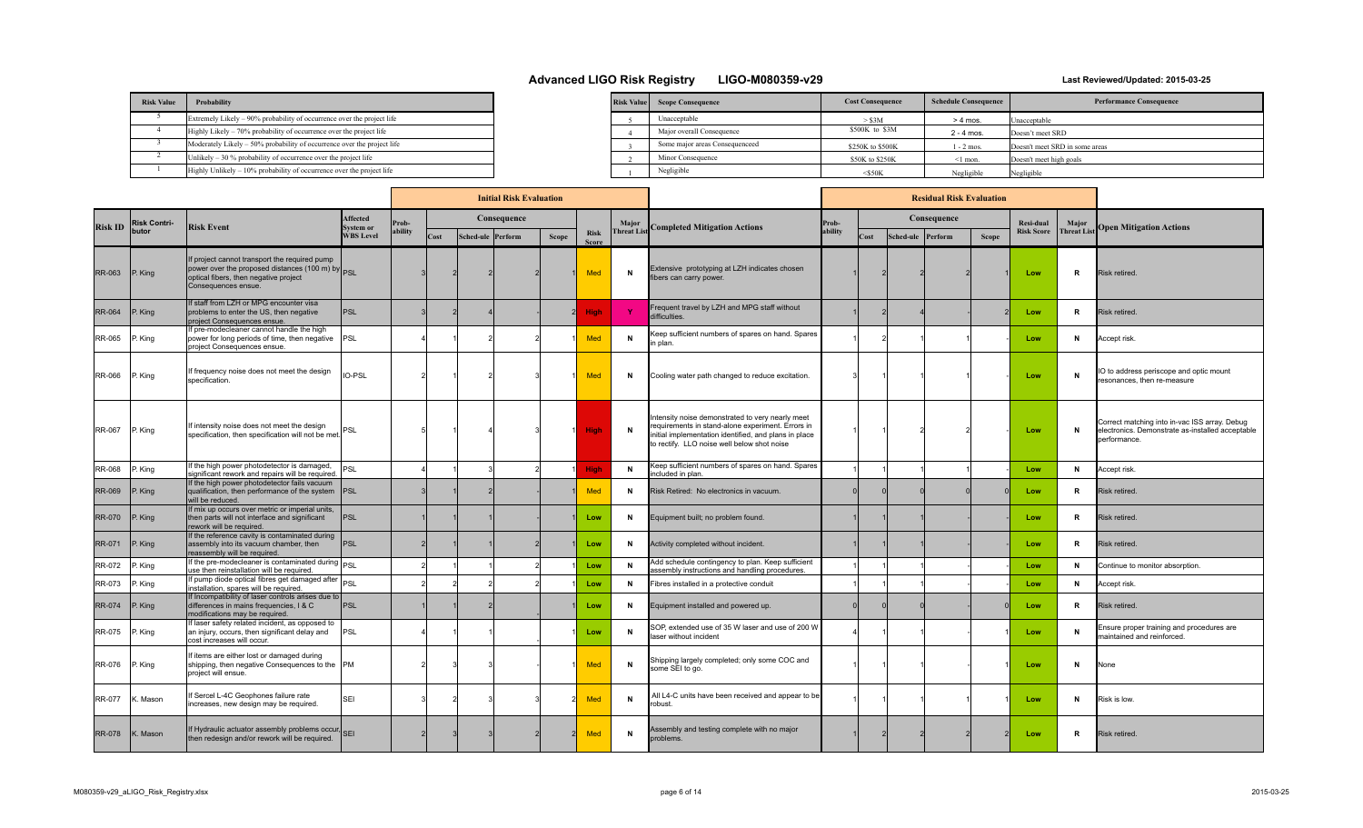# Advanced LIGO Risk Registry LIGO-M080359-v29

**Last Reviewed/Updated: 2015-03-25**

| Risk Value | Probability |
|---|---|
| 5 | Extremely Likely – 90% probability of occurrence over the project life |
| 4 | Highly Likely – 70% probability of occurrence over the project life |
| 3 | Moderately Likely – 50% probability of occurrence over the project life |
| 2 | Unlikely – 30 % probability of occurrence over the project life |
| 1 | Highly Unlikely – 10% probability of occurrence over the project life |

| Risk Value | Scope Consequence | Cost Consequence | Schedule Consequence | Performance Consequence |
|---|---|---|---|---|
| 5 | Unacceptable | > $3M | > 4 mos. | Unacceptable |
| 4 | Major overall Consequence | $500K to $3M | 2 - 4 mos. | Doesn't meet SRD |
| 3 | Some major areas Consequenceed | $250K to $500K | 1 - 2 mos. | Doesn't meet SRD in some areas |
| 2 | Minor Consequence | $50K to $250K | <1 mon. | Doesn't meet high goals |
| 1 | Negligible | <$50K | Negligible | Negligible |

| Risk ID | Risk Contri-butor | Risk Event | Affected System or WBS Level | Initial Risk Evaluation: Prob-ability | Initial: Consequence Cost | Initial: Consequence Sched-ule | Initial: Consequence Perform | Initial: Consequence Scope | Initial: Risk Score | Major Threat List | Completed Mitigation Actions | Residual Risk Evaluation: Prob-ability | Residual: Consequence Cost | Residual: Consequence Sched-ule | Residual: Consequence Perform | Residual: Consequence Scope | Resi-dual Risk Score | Major Threat List | Open Mitigation Actions |
|---|---|---|---|---|---|---|---|---|---|---|---|---|---|---|---|---|---|---|---|
| RR-063 | P. King | If project cannot transport the required pump power over the proposed distances (100 m) by optical fibers, then negative project Consequences ensue. | PSL | 3 | 2 | 2 | 2 | 1 | Med | N | Extensive prototyping at LZH indicates chosen fibers can carry power. | 1 | 2 | 2 | 2 | 1 | Low | R | Risk retired. |
| RR-064 | P. King | If staff from LZH or MPG encounter visa problems to enter the US, then negative project Consequences ensue. | PSL | 3 | 2 | 4 | - | 2 | High | Y | Frequent travel by LZH and MPG staff without difficulties. | 1 | 2 | 4 | - | 2 | Low | R | Risk retired. |
| RR-065 | P. King | If pre-modecleaner cannot handle the high power for long periods of time, then negative project Consequences ensue. | PSL | 4 | 1 | 2 | 2 | 1 | Med | N | Keep sufficient numbers of spares on hand. Spares in plan. | 1 | 2 | 1 | 1 | - | Low | N | Accept risk. |
| RR-066 | P. King | If frequency noise does not meet the design specification. | IO-PSL | 2 | 1 | 2 | 3 | 1 | Med | N | Cooling water path changed to reduce excitation. | 3 | 1 | 1 | 1 | - | Low | N | IO to address periscope and optic mount resonances, then re-measure |
| RR-067 | P. King | If intensity noise does not meet the design specification, then specification will not be met. | PSL | 5 | 1 | 4 | 3 | 1 | High | N | Intensity noise demonstrated to very nearly meet requirements in stand-alone experiment. Errors in initial implementation identified, and plans in place to rectify. LLO noise well below shot noise | 1 | 1 | 2 | 2 | - | Low | N | Correct matching into in-vac ISS array. Debug electronics. Demonstrate as-installed acceptable performance. |
| RR-068 | P. King | If the high power photodetector is damaged, significant rework and repairs will be required. | PSL | 4 | 1 | 3 | 2 | 1 | High | N | Keep sufficient numbers of spares on hand. Spares included in plan. | 1 | 1 | 1 | 1 | - | Low | N | Accept risk. |
| RR-069 | P. King | If the high power photodetector fails vacuum qualification, then performance of the system will be reduced. | PSL | 3 | 1 | 2 | | 1 | Med | N | Risk Retired: No electronics in vacuum. | 0 | 0 | 0 | 0 | 0 | Low | R | Risk retired. |
| RR-070 | P. King | If mix up occurs over metric or imperial units, then parts will not interface and significant rework will be required. | PSL | 1 | 1 | 1 | - | 1 | Low | N | Equipment built; no problem found. | 1 | 1 | 1 | - | - | Low | R | Risk retired. |
| RR-071 | P. King | If the reference cavity is contaminated during assembly into its vacuum chamber, then reassembly will be required. | PSL | 2 | 1 | 1 | 2 | 1 | Low | N | Activity completed without incident. | 1 | 1 | 1 | - | - | Low | R | Risk retired. |
| RR-072 | P. King | If the pre-modecleaner is contaminated during use then reinstallation will be required. | PSL | 2 | 1 | 1 | 2 | 1 | Low | N | Add schedule contingency to plan. Keep sufficient assembly instructions and handling procedures. | 1 | 1 | 1 | - | - | Low | N | Continue to monitor absorption. |
| RR-073 | P. King | If pump diode optical fibres get damaged after installation, spares will be required. | PSL | 2 | 2 | 2 | 2 | 1 | Low | N | Fibres installed in a protective conduit | 1 | 1 | 1 | - | - | Low | N | Accept risk. |
| RR-074 | P. King | If Incompatibility of laser controls arises due to differences in mains frequencies, I & C modifications may be required. | PSL | 1 | 1 | 2 | | 1 | Low | N | Equipment installed and powered up. | 0 | 0 | 0 | - | 0 | Low | R | Risk retired. |
| RR-075 | P. King | If laser safety related incident, as opposed to an injury, occurs, then significant delay and cost increases will occur. | PSL | 4 | 1 | 1 | | 1 | Low | N | SOP, extended use of 35 W laser and use of 200 W laser without incident | 4 | 1 | 1 | - | 1 | Low | N | Ensure proper training and procedures are maintained and reinforced. |
| RR-076 | P. King | If items are either lost or damaged during shipping, then negative Consequences to the project will ensue. | PM | 2 | 3 | 3 | - | 1 | Med | N | Shipping largely completed; only some COC and some SEI to go. | 1 | 1 | 1 | - | 1 | Low | N | None |
| RR-077 | K. Mason | If Sercel L-4C Geophones failure rate increases, new design may be required. | SEI | 3 | 2 | 3 | 3 | 2 | Med | N | All L4-C units have been received and appear to be robust. | 1 | 1 | 1 | 1 | 1 | Low | N | Risk is low. |
| RR-078 | K. Mason | If Hydraulic actuator assembly problems occur, then redesign and/or rework will be required. | SEI | 2 | 3 | 3 | 2 | 2 | Med | N | Assembly and testing complete with no major problems. | 1 | 2 | 2 | 2 | 2 | Low | R | Risk retired. |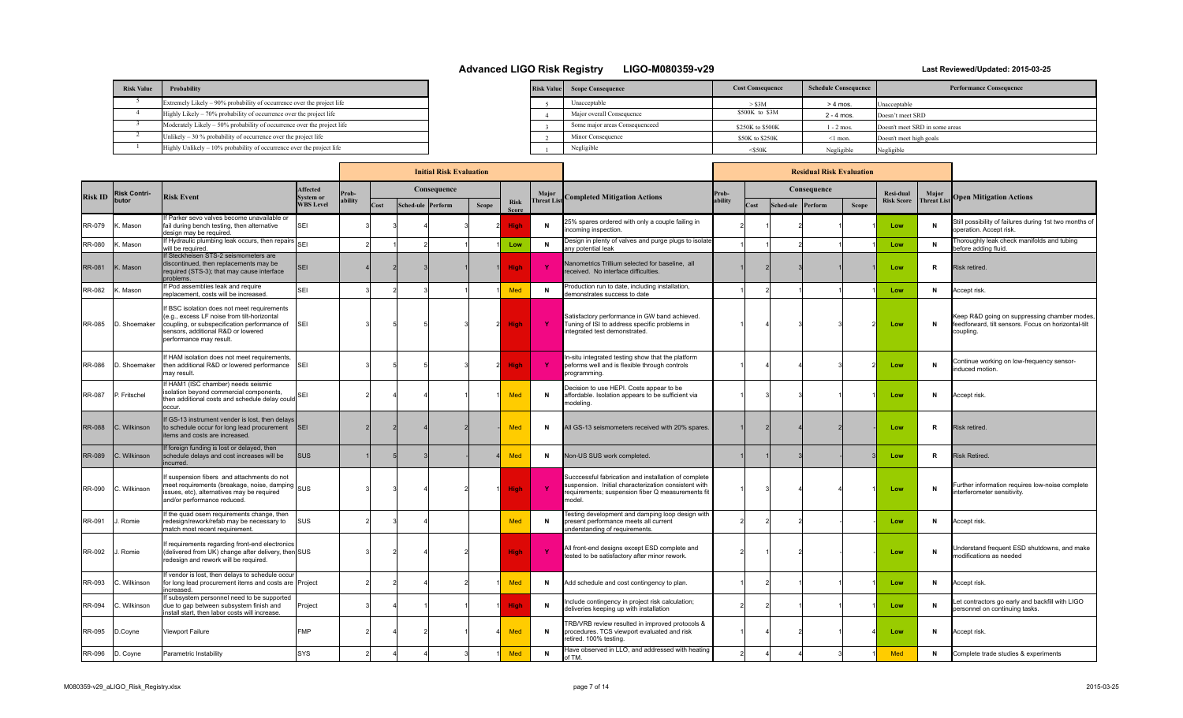# Advanced LIGO Risk Registry LIGO-M080359-v29

**Last Reviewed/Updated: 2015-03-25**

| Risk Value | Probability |
|---|---|
| 5 | Extremely Likely – 90% probability of occurrence over the project life |
| 4 | Highly Likely – 70% probability of occurrence over the project life |
| 3 | Moderately Likely – 50% probability of occurrence over the project life |
| 2 | Unlikely – 30 % probability of occurrence over the project life |
| 1 | Highly Unlikely – 10% probability of occurrence over the project life |

| Risk Value | Scope Consequence | Cost Consequence | Schedule Consequence | Performance Consequence |
|---|---|---|---|---|
| 5 | Unacceptable | > $3M | > 4 mos. | Unacceptable |
| 4 | Major overall Consequence | $500K to $3M | 2 - 4 mos. | Doesn't meet SRD |
| 3 | Some major areas Consequenceed | $250K to $500K | 1 - 2 mos. | Doesn't meet SRD in some areas |
| 2 | Minor Consequence | $50K to $250K | <1 mon. | Doesn't meet high goals |
| 1 | Negligible | <$50K | Negligible | Negligible |

| Risk ID | Risk Contributor | Risk Event | Affected System or WBS Level | Initial: Probability | Initial: Cost | Initial: Schedule | Initial: Perform | Initial: Scope | Initial: Risk Score | Initial: Major Threat List | Completed Mitigation Actions | Residual: Probability | Residual: Cost | Residual: Schedule | Residual: Perform | Residual: Scope | Residual Risk Score | Residual: Major Threat List | Open Mitigation Actions |
|---|---|---|---|---|---|---|---|---|---|---|---|---|---|---|---|---|---|---|---|
| RR-079 | K. Mason | If Parker sevo valves become unavailable or fail during bench testing, then alternative design may be required. | SEI | 3 | 3 | 4 | 3 | 2 | High | N | 25% spares ordered with only a couple failing in incoming inspection. | 2 | 1 | 2 | 1 | 1 | Low | N | Still possibility of failures during 1st two months of operation. Accept risk. |
| RR-080 | K. Mason | If Hydraulic plumbing leak occurs, then repairs will be required. | SEI | 2 | 1 | 2 | 1 | 1 | Low | N | Design in plenty of valves and purge plugs to isolate any potential leak | 1 | 1 | 2 | 1 | 1 | Low | N | Thoroughly leak check manifolds and tubing before adding fluid. |
| RR-081 | K. Mason | If Steckheisen STS-2 seismometers are discontinued, then replacements may be required (STS-3); that may cause interface problems. | SEI | 4 | 2 | 3 | 1 | 1 | High | Y | Nanometrics Trillium selected for baseline, all received. No interface difficulties. | 1 | 2 | 3 | 1 | 1 | Low | R | Risk retired. |
| RR-082 | K. Mason | If Pod assemblies leak and require replacement, costs will be increased. | SEI | 3 | 2 | 3 | 1 | 1 | Med | N | Production run to date, including installation, demonstrates success to date | 1 | 2 | 1 | 1 | 1 | Low | N | Accept risk. |
| RR-085 | D. Shoemaker | If BSC isolation does not meet requirements (e.g., excess LF noise from tilt-horizontal coupling, or subspecification performance of sensors, additional R&D or lowered performance may result. | SEI | 3 | 5 | 5 | 3 | 2 | High | Y | Satisfactory performance in GW band achieved. Tuning of ISI to address specific problems in integrated test demonstrated. | 1 | 4 | 3 | 3 | 2 | Low | N | Keep R&D going on suppressing chamber modes, feedforward, tilt sensors. Focus on horizontal-tilt coupling. |
| RR-086 | D. Shoemaker | If HAM isolation does not meet requirements, then additional R&D or lowered performance may result. | SEI | 3 | 5 | 5 | 3 | 2 | High | Y | In-situ integrated testing show that the platform peforms well and is flexible through controls programming. | 1 | 4 | 4 | 3 | 2 | Low | N | Continue working on low-frequency sensor-induced motion. |
| RR-087 | P. Fritschel | If HAM1 (ISC chamber) needs seismic isolation beyond commercial components, then additional costs and schedule delay could occur. | SEI | 2 | 4 | 4 | 1 | 1 | Med | N | Decision to use HEPI. Costs appear to be affordable. Isolation appears to be sufficient via modeling. | 1 | 3 | 3 | 1 | 1 | Low | N | Accept risk. |
| RR-088 | C. Wilkinson | If GS-13 instrument vender is lost, then delays to schedule occur for long lead procurement items and costs are increased. | SEI | 2 | 2 | 4 | 2 | - | Med | N | All GS-13 seismometers received with 20% spares. | 1 | 2 | 4 | 2 | - | Low | R | Risk retired. |
| RR-089 | C. Wilkinson | If foreign funding is lost or delayed, then schedule delays and cost increases will be incurred. | SUS | 1 | 5 | 3 | - | 4 | Med | N | Non-US SUS work completed. | 1 | 1 | 3 | - | 3 | Low | R | Risk Retired. |
| RR-090 | C. Wilkinson | If suspension fibers and attachments do not meet requirements (breakage, noise, damping issues, etc), alternatives may be required and/or performance reduced. | SUS | 3 | 3 | 4 | 2 | 1 | High | Y | Succcessful fabrication and installation of complete suspension. Initial characterization consistent with requirements; suspension fiber Q measurements fit model. | 1 | 3 | 4 | 4 | 1 | Low | N | Further information requires low-noise complete interferometer sensitivity. |
| RR-091 | J. Romie | If the quad osem requirements change, then redesign/rework/refab may be necessary to match most recent requirement. | SUS | 2 | 3 | 4 | | | Med | N | Testing development and damping loop design with present performance meets all current understanding of requirements. | 2 | 2 | 2 | - | - | Low | N | Accept risk. |
| RR-092 | J. Romie | If requirements regarding front-end electronics (delivered from UK) change after delivery, then redesign and rework will be required. | SUS | 3 | 2 | 4 | 2 | | High | Y | All front-end designs except ESD complete and tested to be satisfactory after minor rework. | 2 | 1 | 2 | - | - | Low | N | Understand frequent ESD shutdowns, and make modifications as needed |
| RR-093 | C. Wilkinson | If vendor is lost, then delays to schedule occur for long lead procurement items and costs are increased. | Project | 2 | 2 | 4 | 2 | 1 | Med | N | Add schedule and cost contingency to plan. | 1 | 2 | 1 | 1 | 1 | Low | N | Accept risk. |
| RR-094 | C. Wilkinson | If subsystem personnel need to be supported due to gap between subsystem finish and install start, then labor costs will increase. | Project | 3 | 4 | 1 | 1 | 1 | High | N | Include contingency in project risk calculation; deliveries keeping up with installation | 2 | 2 | 1 | 1 | 1 | Low | N | Let contractors go early and backfill with LIGO personnel on continuing tasks. |
| RR-095 | D.Coyne | Viewport Failure | FMP | 2 | 4 | 2 | 1 | 4 | Med | N | TRB/VRB review resulted in improved protocols & procedures. TCS viewport evaluated and risk retired. 100% testing. | 1 | 4 | 2 | 1 | 4 | Low | N | Accept risk. |
| RR-096 | D. Coyne | Parametric Instability | SYS | 2 | 4 | 4 | 3 | 1 | Med | N | Have observed in LLO, and addressed with heating of TM. | 2 | 4 | 4 | 3 | 1 | Med | N | Complete trade studies & experiments |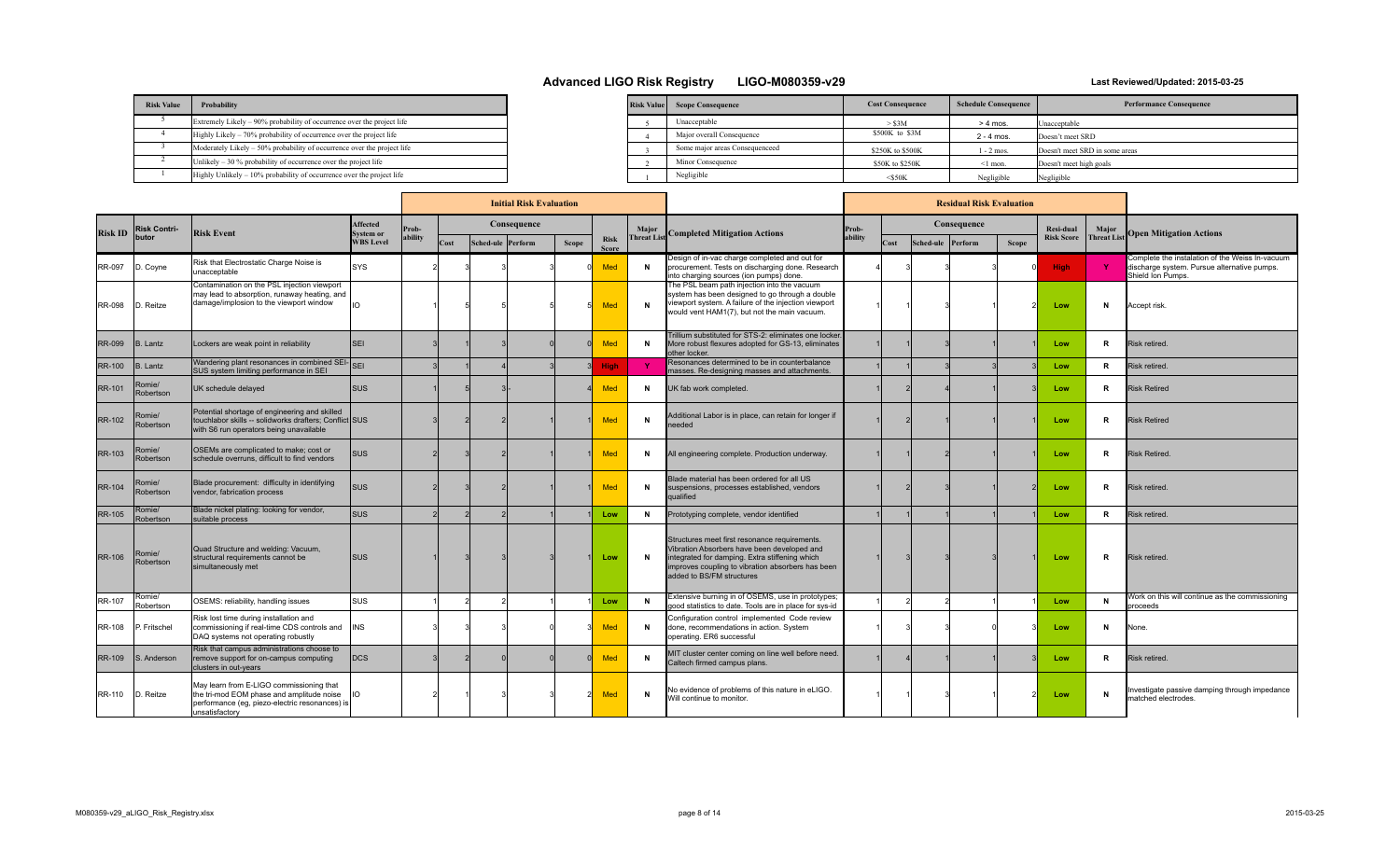# Advanced LIGO Risk Registry LIGO-M080359-v29

**Last Reviewed/Updated: 2015-03-25**

| Risk Value | Probability |
|---|---|
| 5 | Extremely Likely – 90% probability of occurrence over the project life |
| 4 | Highly Likely – 70% probability of occurrence over the project life |
| 3 | Moderately Likely – 50% probability of occurrence over the project life |
| 2 | Unlikely – 30 % probability of occurrence over the project life |
| 1 | Highly Unlikely – 10% probability of occurrence over the project life |

| Risk Value | Scope Consequence | Cost Consequence | Schedule Consequence | Performance Consequence |
|---|---|---|---|---|
| 5 | Unacceptable | > $3M | > 4 mos. | Unacceptable |
| 4 | Major overall Consequence | $500K to $3M | 2 - 4 mos. | Doesn't meet SRD |
| 3 | Some major areas Consequenceed | $250K to $500K | 1 - 2 mos. | Doesn't meet SRD in some areas |
| 2 | Minor Consequence | $50K to $250K | <1 mon. | Doesn't meet high goals |
| 1 | Negligible | <$50K | Negligible | Negligible |

| Risk ID | Risk Contri-butor | Risk Event | Affected System or WBS Level | Initial Risk Evaluation: Prob-ability | Consequence: Cost | Consequence: Sched-ule | Consequence: Perform | Consequence: Scope | Risk Score | Major Threat List | Completed Mitigation Actions | Residual Risk Evaluation: Prob-ability | Consequence: Cost | Consequence: Sched-ule | Consequence: Perform | Consequence: Scope | Resi-dual Risk Score | Major Threat List | Open Mitigation Actions |
|---|---|---|---|---|---|---|---|---|---|---|---|---|---|---|---|---|---|---|---|
| RR-097 | D. Coyne | Risk that Electrostatic Charge Noise is unacceptable | SYS | 2 | 3 | 3 | 3 | 0 | Med | N | Design of in-vac charge completed and out for procurement. Tests on discharging done. Research into charging sources (ion pumps) done. | 4 | 3 | 3 | 3 | 0 | High | Y | Complete the instalation of the Weiss In-vacuum discharge system. Pursue alternative pumps. Shield Ion Pumps. |
| RR-098 | D. Reitze | Contamination on the PSL injection viewport may lead to absorption, runaway heating, and damage/implosion to the viewport window | IO | 1 | 5 | 5 | 5 | 5 | Med | N | The PSL beam path injection into the vacuum system has been designed to go through a double viewport system. A failure of the injection viewport would vent HAM1(7), but not the main vacuum. | 1 | 1 | 3 | 1 | 2 | Low | N | Accept risk. |
| RR-099 | B. Lantz | Lockers are weak point in reliability | SEI | 3 | 1 | 3 | 0 | 0 | Med | N | Trillium substituted for STS-2: eliminates one locker. More robust flexures adopted for GS-13, eliminates other locker. | 1 | 1 | 3 | 1 | 1 | Low | R | Risk retired. |
| RR-100 | B. Lantz | Wandering plant resonances in combined SEI-SUS system limiting performance in SEI | SEI | 3 | 1 | 4 | 3 | 3 | High | Y | Resonances determined to be in counterbalance masses. Re-designing masses and attachments. | 1 | 1 | 3 | 3 | 3 | Low | R | Risk retired. |
| RR-101 | Romie/ Robertson | UK schedule delayed | SUS | 1 | 5 | 3 | - | 4 | Med | N | UK fab work completed. | 1 | 2 | 4 | 1 | 3 | Low | R | Risk Retired |
| RR-102 | Romie/ Robertson | Potential shortage of engineering and skilled touchlabor skills -- solidworks drafters; Conflict with S6 run operators being unavailable | SUS | 3 | 2 | 2 | 1 | 1 | Med | N | Additional Labor is in place, can retain for longer if needed | 1 | 2 | 1 | 1 | 1 | Low | R | Risk Retired |
| RR-103 | Romie/ Robertson | OSEMs are complicated to make; cost or schedule overruns, difficult to find vendors | SUS | 2 | 3 | 2 | 1 | 1 | Med | N | All engineering complete. Production underway. | 1 | 1 | 2 | 1 | 1 | Low | R | Risk Retired. |
| RR-104 | Romie/ Robertson | Blade procurement: difficulty in identifying vendor, fabrication process | SUS | 2 | 3 | 2 | 1 | 1 | Med | N | Blade material has been ordered for all US suspensions, processes established, vendors qualified | 1 | 2 | 3 | 1 | 2 | Low | R | Risk retired. |
| RR-105 | Romie/ Robertson | Blade nickel plating: looking for vendor, suitable process | SUS | 2 | 2 | 2 | 1 | 1 | Low | N | Prototyping complete, vendor identified | 1 | 1 | 1 | 1 | 1 | Low | R | Risk retired. |
| RR-106 | Romie/ Robertson | Quad Structure and welding: Vacuum, structural requirements cannot be simultaneously met | SUS | 1 | 3 | 3 | 3 | 1 | Low | N | Structures meet first resonance requirements. Vibration Absorbers have been developed and integrated for damping. Extra stiffening which improves coupling to vibration absorbers has been added to BS/FM structures | 1 | 3 | 3 | 3 | 1 | Low | R | Risk retired. |
| RR-107 | Romie/ Robertson | OSEMS: reliability, handling issues | SUS | 1 | 2 | 2 | 1 | 1 | Low | N | Extensive burning in of OSEMS, use in prototypes; good statistics to date. Tools are in place for sys-id | 1 | 2 | 2 | 1 | 1 | Low | N | Work on this will continue as the commissioning proceeds |
| RR-108 | P. Fritschel | Risk lost time during installation and commissioning if real-time CDS controls and DAQ systems not operating robustly | INS | 3 | 3 | 3 | 0 | 3 | Med | N | Configuration control implemented Code review done, recommendations in action. System operating. ER6 successful | 1 | 3 | 3 | 0 | 3 | Low | N | None. |
| RR-109 | S. Anderson | Risk that campus administrations choose to remove support for on-campus computing clusters in out-years | DCS | 3 | 2 | 0 | 0 | 0 | Med | N | MIT cluster center coming on line well before need. Caltech firmed campus plans. | 1 | 4 | 1 | 1 | 3 | Low | R | Risk retired. |
| RR-110 | D. Reitze | May learn from E-LIGO commissioning that the tri-mod EOM phase and amplitude noise performance (eg, piezo-electric resonances) is unsatisfactory | IO | 2 | 1 | 3 | 3 | 2 | Med | N | No evidence of problems of this nature in eLIGO. Will continue to monitor. | 1 | 1 | 3 | 1 | 2 | Low | N | Investigate passive damping through impedance matched electrodes. |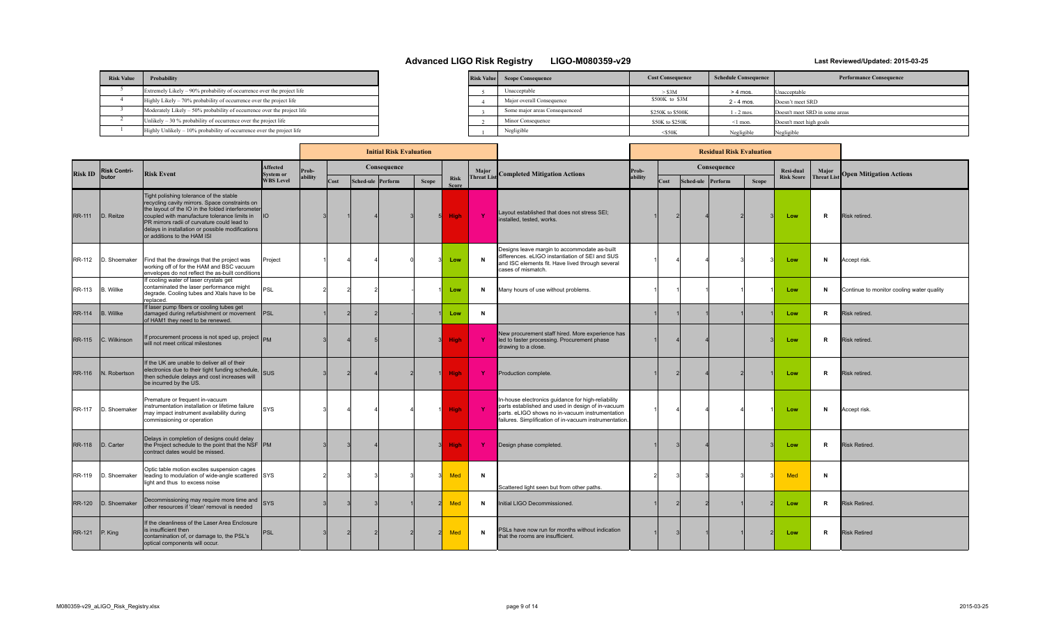# Advanced LIGO Risk Registry LIGO-M080359-v29

**Last Reviewed/Updated: 2015-03-25**

| Risk Value | Probability |
|---|---|
| 5 | Extremely Likely – 90% probability of occurrence over the project life |
| 4 | Highly Likely – 70% probability of occurrence over the project life |
| 3 | Moderately Likely – 50% probability of occurrence over the project life |
| 2 | Unlikely – 30 % probability of occurrence over the project life |
| 1 | Highly Unlikely – 10% probability of occurrence over the project life |

| Risk Value | Scope Consequence | Cost Consequence | Schedule Consequence | Performance Consequence |
|---|---|---|---|---|
| 5 | Unacceptable | > $3M | > 4 mos. | Unacceptable |
| 4 | Major overall Consequence | $500K to $3M | 2 - 4 mos. | Doesn't meet SRD |
| 3 | Some major areas Consequenceed | $250K to $500K | 1 - 2 mos. | Doesn't meet SRD in some areas |
| 2 | Minor Consequence | $50K to $250K | <1 mon. | Doesn't meet high goals |
| 1 | Negligible | <$50K | Negligible | Negligible |

| Risk ID | Risk Contri-butor | Risk Event | Affected System or WBS Level | Initial Risk Evaluation: Prob-ability | Initial Consequence: Cost | Initial Consequence: Sched-ule | Initial Consequence: Perform | Initial Consequence: Scope | Risk Score | Major Threat List | Completed Mitigation Actions | Residual Risk Evaluation: Prob-ability | Residual Consequence: Cost | Residual Consequence: Sched-ule | Residual Consequence: Perform | Residual Consequence: Scope | Resi-dual Risk Score | Major Threat List | Open Mitigation Actions |
|---|---|---|---|---|---|---|---|---|---|---|---|---|---|---|---|---|---|---|---|
| RR-111 | D. Reitze | Tight polishing tolerance of the stable recycling cavity mirrors. Space constraints on the layout of the IO in the folded interferometer coupled with manufacture tolerance limits in PR mirrors radii of curvature could lead to delays in installation or possible modifications or additions to the HAM ISI | IO | 3 | 1 | 4 | 3 | 5 | High | Y | Layout established that does not stress SEI; installed, tested, works. | 1 | 2 | 4 | 2 | 3 | Low | R | Risk retired. |
| RR-112 | D. Shoemaker | Find that the drawings that the project was working off of for the HAM and BSC vacuum envelopes do not reflect the as-built conditions | Project | 1 | 4 | 4 | 0 | 3 | Low | N | Designs leave margin to accommodate as-built differences. eLIGO instantiation of SEI and SUS and ISC elements fit. Have lived through several cases of mismatch. | 1 | 4 | 4 | 3 | 3 | Low | N | Accept risk. |
| RR-113 | B. Willke | If cooling water of laser crystals get contaminated the laser performance might degrade. Cooling tubes and Xtals have to be replaced. | PSL | 2 | 2 | 2 | - | 1 | Low | N | Many hours of use without problems. | 1 | 1 | 1 | 1 | 1 | Low | N | Continue to monitor cooling water quality |
| RR-114 | B. Willke | If laser pump fibers or cooling tubes get damaged during refurbishment or movement of HAM1 they need to be renewed. | PSL | 1 | 2 | 2 | - | 1 | Low | N | | 1 | 1 | 1 | 1 | 1 | Low | R | Risk retired. |
| RR-115 | C. Wilkinson | If procurement process is not sped up, project will not meet critical milestones | PM | 3 | 4 | 5 | | 3 | High | Y | New procurement staff hired. More experience has led to faster processing. Procurement phase drawing to a close. | 1 | 4 | 4 | | 3 | Low | R | Risk retired. |
| RR-116 | N. Robertson | If the UK are unable to deliver all of their electronics due to their tight funding schedule, then schedule delays and cost increases will be incurred by the US. | SUS | 3 | 2 | 4 | 2 | 1 | High | Y | Production complete. | 1 | 2 | 4 | 2 | 1 | Low | R | Risk retired. |
| RR-117 | D. Shoemaker | Premature or frequent in-vacuum instrumentation installation or lifetime failure may impact instrument availability during commissioning or operation | SYS | 3 | 4 | 4 | 4 | 1 | High | Y | In-house electronics guidance for high-reliability parts established and used in design of in-vacuum parts. eLIGO shows no in-vacuum instrumentation failures. Simplification of in-vacuum instrumentation. | 1 | 4 | 4 | 4 | 1 | Low | N | Accept risk. |
| RR-118 | D. Carter | Delays in completion of designs could delay the Project schedule to the point that the NSF contract dates would be missed. | PM | 3 | 3 | 4 | | 3 | High | Y | Design phase completed. | 1 | 3 | 4 | | 3 | Low | R | Risk Retired. |
| RR-119 | D. Shoemaker | Optic table motion excites suspension cages leading to modulation of wide-angle scattered light and thus to excess noise | SYS | 2 | 3 | 3 | 3 | 3 | Med | N | Scattered light seen but from other paths. | 2 | 3 | 3 | 3 | 3 | Med | N | |
| RR-120 | D. Shoemaker | Decommissioning may require more time and other resources if 'clean' removal is needed | SYS | 3 | 3 | 3 | 1 | 2 | Med | N | Initial LIGO Decommissioned. | 1 | 2 | 2 | 1 | 2 | Low | R | Risk Retired. |
| RR-121 | P. King | If the cleanliness of the Laser Area Enclosure is insufficient then contamination of, or damage to, the PSL's optical components will occur. | PSL | 3 | 2 | 2 | 2 | 2 | Med | N | PSLs have now run for months without indication that the rooms are insufficient. | 1 | 3 | 1 | 1 | 2 | Low | R | Risk Retired |

M080359-v29_aLIGO_Risk_Registry.xlsx 2015-03-25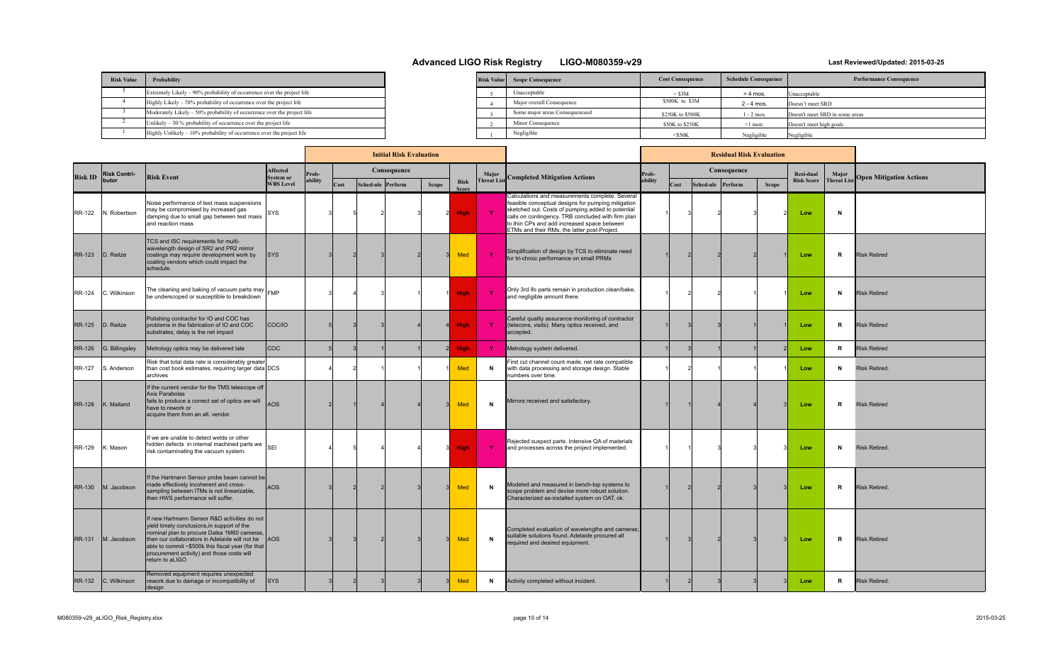# Advanced LIGO Risk Registry LIGO-M080359-v29

**Last Reviewed/Updated: 2015-03-25**

| Risk Value | Probability |
|---|---|
| 5 | Extremely Likely – 90% probability of occurrence over the project life |
| 4 | Highly Likely – 70% probability of occurrence over the project life |
| 3 | Moderately Likely – 50% probability of occurrence over the project life |
| 2 | Unlikely – 30 % probability of occurrence over the project life |
| 1 | Highly Unlikely – 10% probability of occurrence over the project life |

| Risk Value | Scope Consequence | Cost Consequence | Schedule Consequence | Performance Consequence |
|---|---|---|---|---|
| 5 | Unacceptable | > $3M | > 4 mos. | Unacceptable |
| 4 | Major overall Consequence | $500K to $3M | 2 - 4 mos. | Doesn't meet SRD |
| 3 | Some major areas Consequenceed | $250K to $500K | 1 - 2 mos. | Doesn't meet SRD in some areas |
| 2 | Minor Consequence | $50K to $250K | <1 mon. | Doesn't meet high goals |
| 1 | Negligible | <$50K | Negligible | Negligible |

| | | | | Initial Risk Evaluation | | | | | | | | Residual Risk Evaluation | | | | | | | |
|---|---|---|---|---|---|---|---|---|---|---|---|---|---|---|---|---|---|---|---|
| | | | | | Consequence | | | | | | | | Consequence | | | | | | |
| Risk ID | Risk Contri-butor | Risk Event | Affected System or WBS Level | Prob-ability | Cost | Sched-ule | Perform | Scope | Risk Score | Major Threat List | Completed Mitigation Actions | Prob-ability | Cost | Sched-ule | Perform | Scope | Resi-dual Risk Score | Major Threat List | Open Mitigation Actions |
| RR-122 | N. Robertson | Noise performance of test mass suspensions may be compromised by increased gas damping due to small gap between test mass and reaction mass | SYS | 3 | 5 | 2 | 3 | 2 | High | Y | Calculations and measurements complete. Several feasible conceptual designs for pumping mitigation sketched out. Costs of pumping added to potential calls on contingency. TRB concluded with firm plan to thin CPs and add increased space between ETMs and their RMs, the latter post-Project. | 1 | 3 | 2 | 3 | 2 | Low | N | |
| RR-123 | D. Reitze | TCS and ISC requirements for multi-wavelength design of SR2 and PR2 mirror coatings may require development work by coating vendors which could impact the schedule. | SYS | 3 | 2 | 3 | 2 | 3 | Med | Y | Simplification of design by TCS to eliminate need for tri-chroic performance on small PRMs | 1 | 2 | 2 | 2 | 1 | Low | R | Risk Retired |
| RR-124 | C. Wilkinson | The cleaning and baking of vacuum parts may be underscoped or susceptible to breakdown | FMP | 3 | 4 | 3 | 1 | 1 | High | Y | Only 3rd ifo parts remain in production clean/bake, and negligible amount there. | 1 | 2 | 2 | 1 | 1 | Low | N | Risk Retired |
| RR-125 | D. Reitze | Polishing contractor for IO and COC has problems in the fabrication of IO and COC substrates; delay is the net impact | COC/IO | 5 | 3 | 3 | 4 | 4 | High | Y | Careful quality assurance monitoring of contractor (telecons, visits). Many optics received, and accepted. | 1 | 3 | 3 | 1 | 1 | Low | R | Risk Retired |
| RR-126 | G. Billingsley | Metrology optics may be delivered late | COC | 5 | 3 | 1 | 1 | 2 | High | Y | Metrology system delivered. | 1 | 3 | 1 | 1 | 2 | Low | R | Risk Retired |
| RR-127 | S. Anderson | Risk that total data rate is considerably greater than cost book estimates, requiring larger data archives | DCS | 4 | 2 | 1 | 1 | 1 | Med | N | First cut channel count made, net rate compatible with data processing and storage design. Stable numbers over time. | 1 | 2 | 1 | 1 | 1 | Low | N | Risk Retired. |
| RR-128 | K. Mailand | If the current vendor for the TMS telescope off Axis Parabolas fails to produce a correct set of optics we will have to rework or acquire them from an alt. vendor. | AOS | 2 | 1 | 4 | 4 | 3 | Med | N | Mirrors received and satisfactory. | 1 | 1 | 4 | 4 | 3 | Low | R | Risk Retired |
| RR-129 | K. Mason | If we are unable to detect welds or other hidden defects in internal machined parts we risk contaminating the vacuum system. | SEI | 4 | 5 | 4 | 4 | 3 | High | Y | Rejected suspect parts. Intensive QA of materials and processes across the project implemented. | 1 | 1 | 3 | 3 | 3 | Low | N | Risk Retired. |
| RR-130 | M. Jacobson | If the Hartmann Sensor probe beam cannot be made effectively incoherent and cross-sampling between ITMs is not linearizable, then HWS performance will suffer. | AOS | 3 | 2 | 2 | 3 | 3 | Med | N | Modeled and measured in bench-top systems to scope problem and devise more robust solution. Characterized as-installed system on OAT, ok. | 1 | 2 | 2 | 3 | 3 | Low | R | Risk Retired. |
| RR-131 | M. Jacobson | If new Hartmann Sensor R&D activities do not yield timely conclusions,in support of the nominal plan to procure Dalsa 1M60 cameras, then our collaborators in Adelaide will not be able to commit ~$500k this fiscal year (for that procurement activity) and those costs will return to aLIGO | AOS | 3 | 3 | 2 | 3 | 3 | Med | N | Completed evaluation of wavelengths and cameras; suitable solutions found. Adelaide procured all required and desired equipment. | 1 | 3 | 2 | 3 | 3 | Low | R | Risk Retired |
| RR-132 | C. Wilkinson | Removed equipment requires unexpected rework due to damage or incompatibility of design | SYS | 3 | 2 | 3 | 3 | 3 | Med | N | Activity completed without incident. | 1 | 2 | 3 | 3 | 3 | Low | R | Risk Retired. |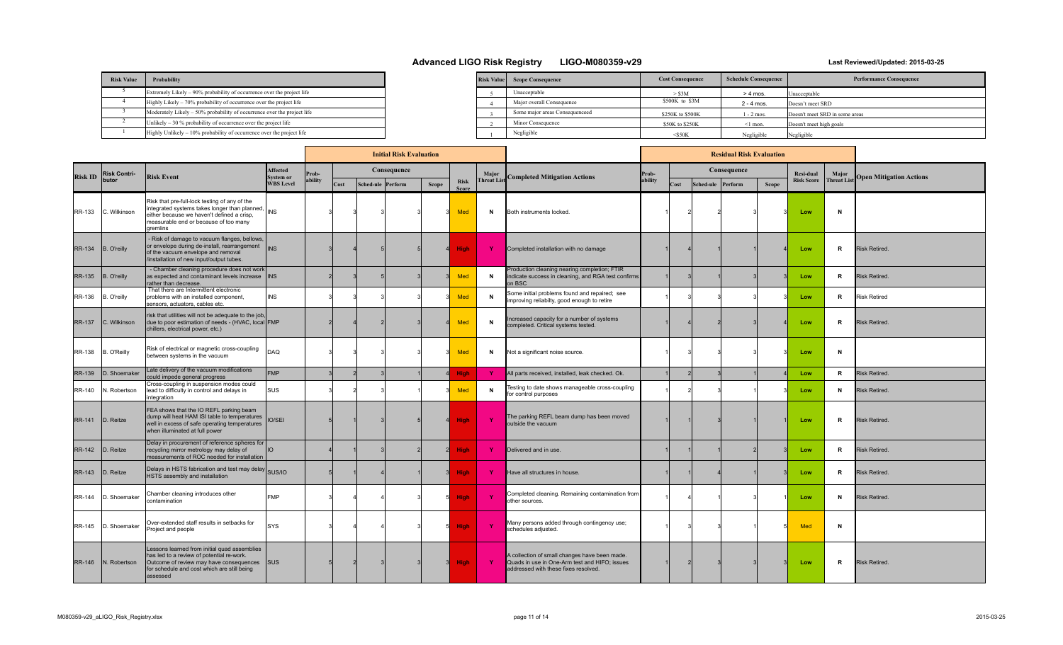# Advanced LIGO Risk Registry LIGO-M080359-v29

**Last Reviewed/Updated: 2015-03-25**

| Risk Value | Probability |
|---|---|
| 5 | Extremely Likely – 90% probability of occurrence over the project life |
| 4 | Highly Likely – 70% probability of occurrence over the project life |
| 3 | Moderately Likely – 50% probability of occurrence over the project life |
| 2 | Unlikely – 30 % probability of occurrence over the project life |
| 1 | Highly Unlikely – 10% probability of occurrence over the project life |

| Risk Value | Scope Consequence | Cost Consequence | Schedule Consequence | Performance Consequence |
|---|---|---|---|---|
| 5 | Unacceptable | > $3M | > 4 mos. | Unacceptable |
| 4 | Major overall Consequence | $500K to $3M | 2 - 4 mos. | Doesn't meet SRD |
| 3 | Some major areas Consequenceed | $250K to $500K | 1 - 2 mos. | Doesn't meet SRD in some areas |
| 2 | Minor Consequence | $50K to $250K | <1 mon. | Doesn't meet high goals |
| 1 | Negligible | <$50K | Negligible | Negligible |

| | | | | Initial Risk Evaluation | | | | | | | | Residual Risk Evaluation | | | | | | | |
|---|---|---|---|---|---|---|---|---|---|---|---|---|---|---|---|---|---|---|---|
| | | | | | Consequence | | | | | | | | Consequence | | | | | | |
| Risk ID | Risk Contributor | Risk Event | Affected System or WBS Level | Probability | Cost | Schedule | Perform | Scope | Risk Score | Major Threat List | Completed Mitigation Actions | Probability | Cost | Schedule | Perform | Scope | Residual Risk Score | Major Threat List | Open Mitigation Actions |
| RR-133 | C. Wilkinson | Risk that pre-full-lock testing of any of the integrated systems takes longer than planned, either because we haven't defined a crisp, measurable end or because of too many gremlins | INS | 3 | 3 | 3 | 3 | 3 | Med | N | Both instruments locked. | 1 | 2 | 2 | 3 | 3 | Low | N | |
| RR-134 | B. O'reilly | - Risk of damage to vacuum flanges, bellows, or envelope during de-install, rearrangement of the vacuum envelope and removal /installation of new input/output tubes. | INS | 3 | 4 | 5 | 5 | 4 | High | Y | Completed installation with no damage | 1 | 4 | 1 | 1 | 4 | Low | R | Risk Retired. |
| RR-135 | B. O'reilly | - Chamber cleaning procedure does not work as expected and contaminant levels increase rather than decrease. | INS | 2 | 3 | 5 | 3 | 3 | Med | N | Production cleaning nearing completion; FTIR indicate success in cleaning, and RGA test confirms on BSC | 1 | 3 | 1 | 3 | 3 | Low | R | Risk Retired. |
| RR-136 | B. O'reilly | That there are Intermittent electronic problems with an installed component, sensors, actuators, cables etc. | INS | 3 | 3 | 3 | 3 | 3 | Med | N | Some initial problems found and repaired; see improving reliabilty, good enough to retire | 1 | 3 | 3 | 3 | 3 | Low | R | Risk Retired |
| RR-137 | C. Wilkinson | risk that utilities will not be adequate to the job, due to poor estimation of needs - (HVAC, local chillers, electrical power, etc.) | FMP | 2 | 4 | 2 | 3 | 4 | Med | N | Increased capacity for a number of systems completed. Critical systems tested. | 1 | 4 | 2 | 3 | 4 | Low | R | Risk Retired. |
| RR-138 | B. O'Reilly | Risk of electrical or magnetic cross-coupling between systems in the vacuum | DAQ | 3 | 3 | 3 | 3 | 3 | Med | N | Not a significant noise source. | 1 | 3 | 3 | 3 | 3 | Low | N | |
| RR-139 | D. Shoemaker | Late delivery of the vacuum modifications could impede general progress | FMP | 3 | 2 | 3 | 1 | 4 | High | Y | All parts received, installed, leak checked. Ok. | 1 | 2 | 3 | 1 | 4 | Low | R | Risk Retired. |
| RR-140 | N. Robertson | Cross-coupling in suspension modes could lead to difficulty in control and delays in integration | SUS | 3 | 2 | 3 | 1 | 3 | Med | N | Testing to date shows manageable cross-coupling for control purposes | 1 | 2 | 3 | 1 | 3 | Low | N | Risk Retired. |
| RR-141 | D. Reitze | FEA shows that the IO REFL parking beam dump will heat HAM ISI table to temperatures well in excess of safe operating temperatures when illuminated at full power | IO/SEI | 5 | 1 | 3 | 5 | 4 | High | Y | The parking REFL beam dump has been moved outside the vacuum | 1 | 1 | 3 | 1 | 1 | Low | R | Risk Retired. |
| RR-142 | D. Reitze | Delay in procurement of reference spheres for recycling mirror metrology may delay of measurements of ROC needed for installation | IO | 4 | 1 | 3 | 2 | 2 | High | Y | Delivered and in use. | 1 | 1 | 1 | 2 | 3 | Low | R | Risk Retired. |
| RR-143 | D. Reitze | Delays in HSTS fabrication and test may delay HSTS assembly and installation | SUS/IO | 5 | 1 | 4 | 1 | 3 | High | Y | Have all structures in house. | 1 | 1 | 4 | 1 | 3 | Low | R | Risk Retired. |
| RR-144 | D. Shoemaker | Chamber cleaning introduces other contamination | FMP | 3 | 4 | 4 | 3 | 5 | High | Y | Completed cleaning. Remaining contamination from other sources. | 1 | 4 | 1 | 3 | 1 | Low | N | Risk Retired. |
| RR-145 | D. Shoemaker | Over-extended staff results in setbacks for Project and people | SYS | 3 | 4 | 4 | 3 | 5 | High | Y | Many persons added through contingency use; schedules adjusted. | 1 | 3 | 3 | 1 | 5 | Med | N | |
| RR-146 | N. Robertson | Lessons learned from initial quad assemblies has led to a review of potential re-work. Outcome of review may have consequences for schedule and cost which are still being assessed | SUS | 5 | 2 | 3 | 3 | 3 | High | Y | A collection of small changes have been made. Quads in use in One-Arm test and HIFO; issues addressed with these fixes resolved. | 1 | 2 | 3 | 3 | 3 | Low | R | Risk Retired. |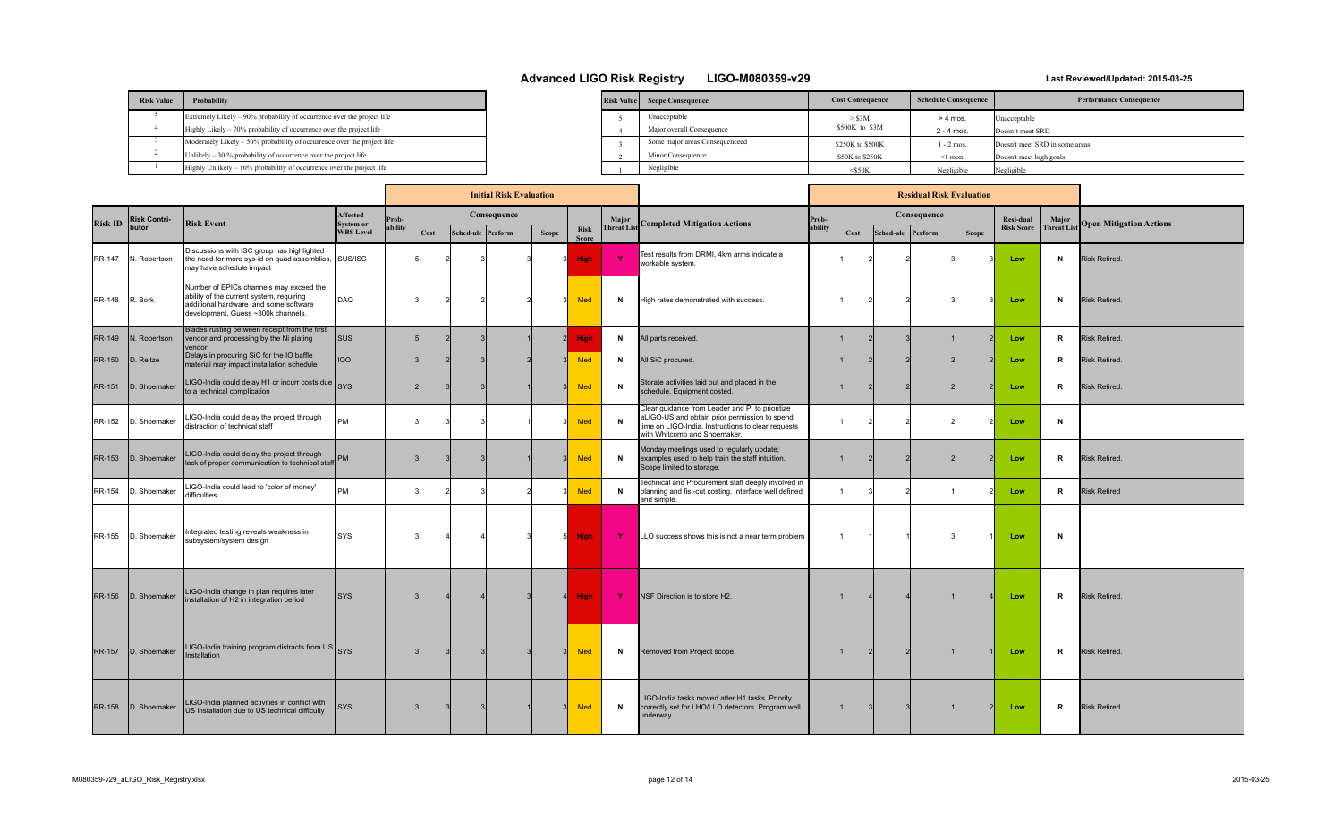# Advanced LIGO Risk Registry LIGO-M080359-v29

**Last Reviewed/Updated: 2015-03-25**

| Risk Value | Probability |
|---|---|
| 5 | Extremely Likely – 90% probability of occurrence over the project life |
| 4 | Highly Likely – 70% probability of occurrence over the project life |
| 3 | Moderately Likely – 50% probability of occurrence over the project life |
| 2 | Unlikely – 30 % probability of occurrence over the project life |
| 1 | Highly Unlikely – 10% probability of occurrence over the project life |

| Risk Value | Scope Consequence | Cost Consequence | Schedule Consequence | Performance Consequence |
|---|---|---|---|---|
| 5 | Unacceptable | > $3M | > 4 mos. | Unacceptable |
| 4 | Major overall Consequence | $500K to $3M | 2 - 4 mos. | Doesn't meet SRD |
| 3 | Some major areas Consequenceed | $250K to $500K | 1 - 2 mos. | Doesn't meet SRD in some areas |
| 2 | Minor Consequence | $50K to $250K | <1 mon. | Doesn't meet high goals |
| 1 | Negligible | <$50K | Negligible | Negligible |

| Risk ID | Risk Contri-butor | Risk Event | Affected System or WBS Level | Initial Risk Evaluation | | | | | | | Completed Mitigation Actions | Residual Risk Evaluation | | | | | | | Open Mitigation Actions |
|---|---|---|---|---|---|---|---|---|---|---|---|---|---|---|---|---|---|---|---|
| | | | | Prob-ability | Consequence | | | | Risk Score | Major Threat List | | Prob-ability | Consequence | | | | Resi-dual Risk Score | Major Threat List | |
| | | | | | Cost | Sched-ule | Perform | Scope | | | | | Cost | Sched-ule | Perform | Scope | | | |
| RR-147 | N. Robertson | Discussions with ISC group has highlighted the need for more sys-id on quad assemblies, may have schedule impact | SUS/ISC | 5 | 2 | 3 | 3 | 3 | High | Y | Test results from DRMI, 4km arms indicate a workable system. | 1 | 2 | 2 | 3 | 3 | Low | N | Risk Retired. |
| RR-148 | R. Bork | Number of EPICs channels may exceed the ability of the current system, requiring additional hardware and some software development. Guess ~300k channels. | DAQ | 3 | 2 | 2 | 2 | 3 | Med | N | High rates demonstrated with success. | 1 | 2 | 2 | 3 | 3 | Low | N | Risk Retired. |
| RR-149 | N. Robertson | Blades rusting between receipt from the first vendor and processing by the Ni plating vendor | SUS | 5 | 2 | 3 | 1 | 2 | High | N | All parts received. | 1 | 2 | 3 | 1 | 2 | Low | R | Risk Retired. |
| RR-150 | D. Reitze | Delays in procuring SiC for the IO baffle material may impact installation schedule | IOO | 3 | 2 | 3 | 2 | 3 | Med | N | All SiC procured. | 1 | 2 | 2 | 2 | 2 | Low | R | Risk Retired. |
| RR-151 | D. Shoemaker | LIGO-India could delay H1 or incurr costs due to a technical complication | SYS | 2 | 3 | 3 | 1 | 3 | Med | N | Storate activities laid out and placed in the schedule. Equipment costed. | 1 | 2 | 2 | 2 | 2 | Low | R | Risk Retired. |
| RR-152 | D. Shoemaker | LIGO-India could delay the project through distraction of technical staff | PM | 3 | 3 | 3 | 1 | 3 | Med | N | Clear guidance from Leader and PI to prioritize aLIGO-US and obtain prior permission to spend time on LIGO-India. Instructions to clear requests with Whitcomb and Shoemaker. | 1 | 2 | 2 | 2 | 2 | Low | N | |
| RR-153 | D. Shoemaker | LIGO-India could delay the project through lack of proper communication to technical staff | PM | 3 | 3 | 3 | 1 | 3 | Med | N | Monday meetings used to regularly update; examples used to help train the staff intuition. Scope limited to storage. | 1 | 2 | 2 | 2 | 2 | Low | R | Risk Retired. |
| RR-154 | D. Shoemaker | LIGO-India could lead to 'color of money' difficulties | PM | 3 | 2 | 3 | 2 | 3 | Med | N | Technical and Procurement staff deeply involved in planning and fist-cut costing. Interface well defined and simple. | 1 | 3 | 2 | 1 | 2 | Low | R | Risk Retired |
| RR-155 | D. Shoemaker | Integrated testing reveals weakness in subsystem/system design | SYS | 3 | 4 | 4 | 3 | 5 | High | Y | LLO success shows this is not a near term problem | 1 | 1 | 1 | 3 | 1 | Low | N | |
| RR-156 | D. Shoemaker | LIGO-India change in plan requires later installation of H2 in integration period | SYS | 3 | 4 | 4 | 3 | 4 | High | Y | NSF Direction is to store H2. | 1 | 4 | 4 | 1 | 4 | Low | R | Risk Retired. |
| RR-157 | D. Shoemaker | LIGO-India training program distracts from US Installation | SYS | 3 | 3 | 3 | 3 | 3 | Med | N | Removed from Project scope. | 1 | 2 | 2 | 1 | 1 | Low | R | Risk Retired. |
| RR-158 | D. Shoemaker | LIGO-India planned activities in conflict with US installation due to US technical difficulty | SYS | 3 | 3 | 3 | 1 | 3 | Med | N | LIGO-India tasks moved after H1 tasks. Priority correctly set for LHO/LLO detectors. Program well underway. | 1 | 3 | 3 | 1 | 2 | Low | R | Risk Retired |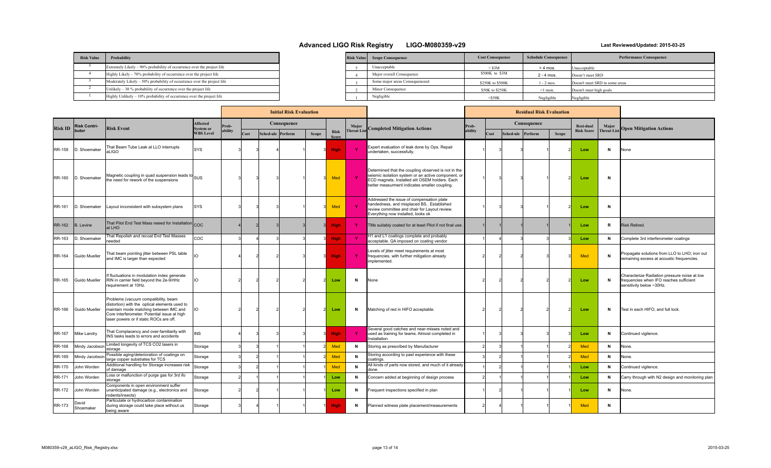# Advanced LIGO Risk Registry LIGO-M080359-v29

**Last Reviewed/Updated: 2015-03-25**

| Risk Value | Probability |
|---|---|
| 5 | Extremely Likely – 90% probability of occurrence over the project life |
| 4 | Highly Likely – 70% probability of occurrence over the project life |
| 3 | Moderately Likely – 50% probability of occurrence over the project life |
| 2 | Unlikely – 30 % probability of occurrence over the project life |
| 1 | Highly Unlikely – 10% probability of occurrence over the project life |

| Risk Value | Scope Consequence | Cost Consequence | Schedule Consequence | Performance Consequence |
|---|---|---|---|---|
| 5 | Unacceptable | > $3M | > 4 mos. | Unacceptable |
| 4 | Major overall Consequence | $500K to $3M | 2 - 4 mos. | Doesn't meet SRD |
| 3 | Some major areas Consequenceed | $250K to $500K | 1 - 2 mos. | Doesn't meet SRD in some areas |
| 2 | Minor Consequence | $50K to $250K | <1 mon. | Doesn't meet high goals |
| 1 | Negligible | <$50K | Negligible | Negligible |

| | | | | Initial Risk Evaluation | | | | | | | | Residual Risk Evaluation | | | | | | | |
|---|---|---|---|---|---|---|---|---|---|---|---|---|---|---|---|---|---|---|---|
| | | | | | Consequence | | | | | | | | Consequence | | | | | | |
| Risk ID | Risk Contributor | Risk Event | Affected System or WBS Level | Probability | Cost | Schedule | Perform | Scope | Risk Score | Major Threat List | Completed Mitigation Actions | Probability | Cost | Schedule | Perform | Scope | Residual Risk Score | Major Threat List | Open Mitigation Actions |
| RR-159 | D. Shoemaker | That Beam Tube Leak at LLO interrupts aLIGO | SYS | 3 | 3 | 4 | 1 | 3 | High | Y | Expert evaluation of leak done by Ops. Repair undertaken, successfully. | 1 | 3 | 3 | 1 | 2 | Low | N | None |
| RR-160 | D. Shoemaker | Magnetic coupling in quad suspension leads to the need for rework of the suspensions | SUS | 3 | 3 | 3 | 1 | 3 | Med | Y | Determined that the coupling observed is not in the seismic isolation system or an active component, or ECD magnets. Installed slit OSEM holders. Each better measurment indicates smaller coupling. | 1 | 3 | 3 | 1 | 2 | Low | N | |
| RR-161 | D. Shoemaker | Layout inconsistent with subsystem plans | SYS | 3 | 3 | 3 | 1 | 3 | Med | Y | Addressed the issue of compensation plate handedness, and misplaced BS.. Established review committee and chair for Layout review. Everything now installed, looks ok | 1 | 3 | 3 | 1 | 2 | Low | N | |
| RR-162 | B. Levine | That Pilot End Test Mass neeed for Installation at LHO | COC | 4 | 2 | 3 | 3 | 3 | High | Y | TMs suitably coated for at least Pilot if not final use. | 1 | 1 | 1 | 1 | 1 | Low | R | Risk Retired. |
| RR-163 | D. Shoemaker | That Repolish and recoat End Test Masses needed | COC | 3 | 4 | 3 | 3 | 3 | High | Y | H1 and L1 coatings complete and probably acceptable. QA imposed on coating vendor | 1 | 4 | 3 | 3 | 3 | Low | N | Complete 3rd interferometer coatings |
| RR-164 | Guido Mueller | That beam pointing jitter between PSL table and IMC is larger than expected | IO | 4 | 2 | 2 | 3 | 3 | High | Y | Levels of jitter meet requirements at most frequencies, with further mitigation already implemented. | 2 | 2 | 2 | 3 | 3 | Med | N | Propagate solutions from LLO to LHO; iron out remaining excess at acoustic frequencies. |
| RR-165 | Guido Mueller | If fluctuations in modulation index generate RIN in carrier field beyond the 2e-9/rtHz requirement at 10Hz. | IO | 2 | 2 | 2 | 2 | 2 | Low | N | None | 2 | 2 | 2 | 2 | 2 | Low | N | Characterize Radiation pressure noise at low frequencies when IFO reaches sufficient sensitivity below ~30Hz. |
| RR-166 | Guido Mueller | Problems (vacuum compatibility, beam distortion) with the optical elements used to maintain mode matching between IMC and Core interferometer. Potential issue at high laser powers or if static ROCs are off. | IO | 2 | 2 | 2 | 2 | 2 | Low | N | Matching of red in HIFO acceptable. | 2 | 2 | 2 | 2 | 2 | Low | N | Test in each HIFO, and full lock. |
| RR-167 | Mike Landry | That Complacency and over-familiarity with INS tasks leads to errors and accidents | INS | 4 | 3 | 3 | 3 | 3 | High | Y | Several good catches and near-misses noted and used as training for teams. Almost completed in Installation | 1 | 3 | 3 | 3 | 3 | Low | N | Continued vigilence. |
| RR-168 | Mindy Jacobson | Limited longevity of TCS CO2 lasers in storage | Storage | 3 | 3 | 1 | 1 | 2 | Med | N | Storing as prescribed by Manufacturer | 2 | 3 | 1 | 1 | 2 | Med | N | None. |
| RR-169 | Mindy Jacobson | Possible aging/deterioration of coatings on large copper substrates for TCS | Storage | 3 | 2 | 1 | 1 | 2 | Med | N | Storing according to past experience with these coatings. | 3 | 2 | 1 | 1 | 2 | Med | N | None. |
| RR-170 | John Worden | Additional handling for Storage increases risk of damage | Storage | 3 | 2 | 1 | 1 | 1 | Med | N | All kinds of parts now stored, and much of it already done. | 1 | 2 | 1 | 1 | 1 | Low | N | Continued vigilence. |
| RR-171 | John Worden | Loss or malfunction of purge gas for 3rd ifo storage | Storage | 2 | 1 | 1 | 1 | 1 | Low | N | Concern added at beginning of design process | 2 | 1 | 1 | 1 | 1 | Low | N | Carry through with N2 design and monitoring plan |
| RR-172 | John Worden | Components in open environment suffer unanticipated damage (e.g., electronics and rodents/insects) | Storage | 2 | 2 | 1 | 1 | 1 | Low | N | Frequent inspections specified in plan | 1 | 2 | 1 | 1 | 1 | Low | N | None. |
| RR-173 | David Shoemaker | Particulate or hydrocarbon contamination during storage could take place without us being aware | Storage | 3 | 4 | 1 | 1 | 1 | High | N | Planned witness plate placement/measurements | 2 | 4 | 1 | 1 | 1 | Med | N | |

M080359-v29_aLIGO_Risk_Registry.xlsx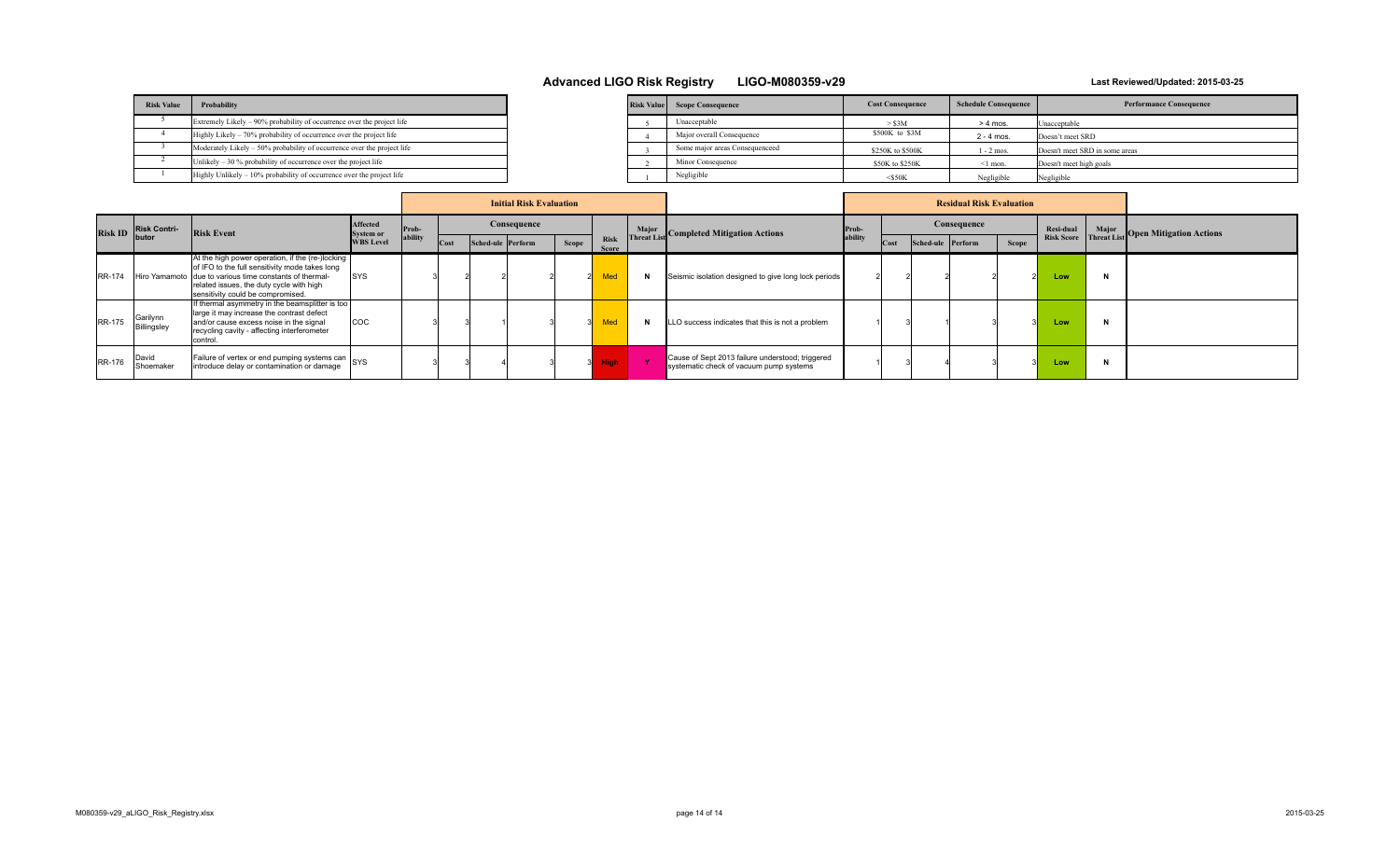# Advanced LIGO Risk Registry LIGO-M080359-v29

**Last Reviewed/Updated: 2015-03-25**

| Risk Value | Probability |
|---|---|
| 5 | Extremely Likely – 90% probability of occurrence over the project life |
| 4 | Highly Likely – 70% probability of occurrence over the project life |
| 3 | Moderately Likely – 50% probability of occurrence over the project life |
| 2 | Unlikely – 30 % probability of occurrence over the project life |
| 1 | Highly Unlikely – 10% probability of occurrence over the project life |

| Risk Value | Scope Consequence | Cost Consequence | Schedule Consequence | Performance Consequence |
|---|---|---|---|---|
| 5 | Unacceptable | > $3M | > 4 mos. | Unacceptable |
| 4 | Major overall Consequence | $500K to $3M | 2 - 4 mos. | Doesn't meet SRD |
| 3 | Some major areas Consequenceed | $250K to $500K | 1 - 2 mos. | Doesn't meet SRD in some areas |
| 2 | Minor Consequence | $50K to $250K | <1 mon. | Doesn't meet high goals |
| 1 | Negligible | <$50K | Negligible | Negligible |

| | | | | Initial Risk Evaluation | | | | | | | | Residual Risk Evaluation | | | | | | | |
|---|---|---|---|---|---|---|---|---|---|---|---|---|---|---|---|---|---|---|---|
| | | | | | Consequence | | | | | | | | Consequence | | | | | | |
| Risk ID | Risk Contributor | Risk Event | Affected System or WBS Level | Probability | Cost | Schedule | Perform | Scope | Risk Score | Major Threat List | Completed Mitigation Actions | Probability | Cost | Schedule | Perform | Scope | Residual Risk Score | Major Threat List | Open Mitigation Actions |
| RR-174 | Hiro Yamamoto | At the high power operation, if the (re-)locking of IFO to the full sensitivity mode takes long due to various time constants of thermal-related issues, the duty cycle with high sensitivity could be compromised. | SYS | 3 | 2 | 2 | 2 | 2 | Med | N | Seismic isolation designed to give long lock periods | 2 | 2 | 2 | 2 | 2 | Low | N | |
| RR-175 | Garilynn Billingsley | If thermal asymmetry in the beamsplitter is too large it may increase the contrast defect and/or cause excess noise in the signal recycling cavity - affecting interferometer control. | COC | 3 | 3 | 1 | 3 | 3 | Med | N | LLO success indicates that this is not a problem | 1 | 3 | 1 | 3 | 3 | Low | N | |
| RR-176 | David Shoemaker | Failure of vertex or end pumping systems can introduce delay or contamination or damage | SYS | 3 | 3 | 4 | 3 | 3 | High | Y | Cause of Sept 2013 failure understood; triggered systematic check of vacuum pump systems | 1 | 3 | 4 | 3 | 3 | Low | N | |